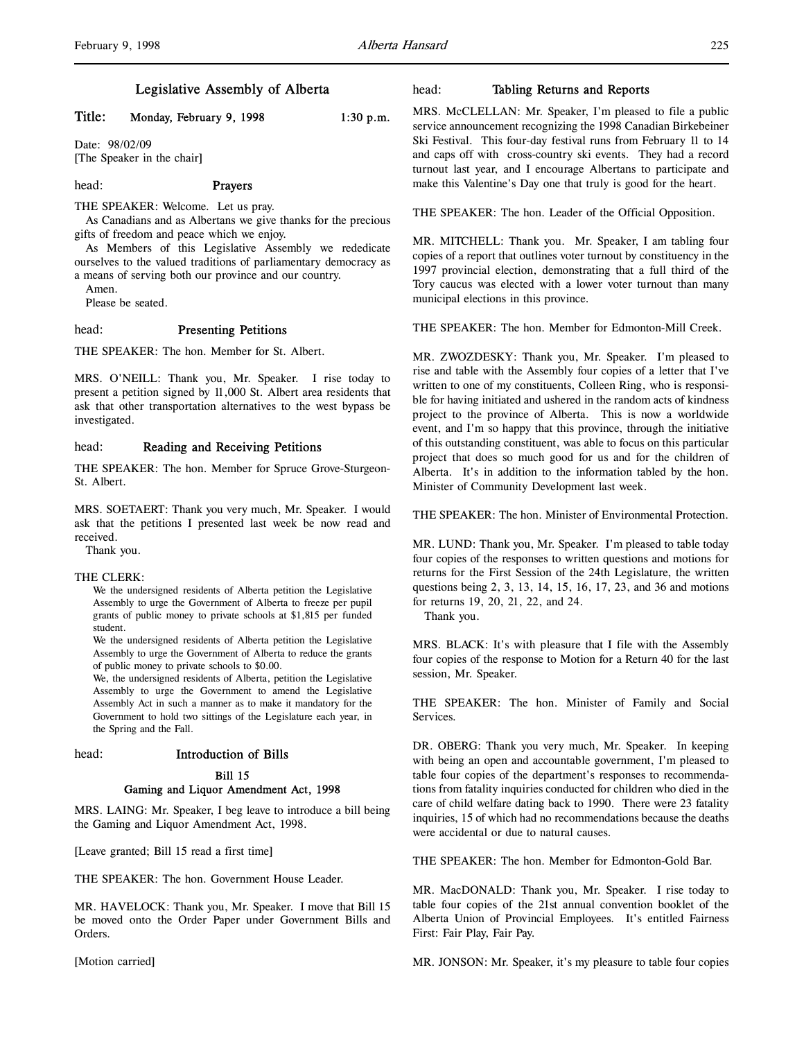# Legislative Assembly of Alberta

**Title: Monday, February 9, 1998 1:30 p.m.**

Date: 98/02/09
[The Speaker in the chair]

head: **Prayers**

THE SPEAKER: Welcome. Let us pray.

As Canadians and as Albertans we give thanks for the precious gifts of freedom and peace which we enjoy.

As Members of this Legislative Assembly we rededicate ourselves to the valued traditions of parliamentary democracy as a means of serving both our province and our country.

Amen.

Please be seated.

head: **Presenting Petitions**

THE SPEAKER: The hon. Member for St. Albert.

MRS. O'NEILL: Thank you, Mr. Speaker. I rise today to present a petition signed by 11,000 St. Albert area residents that ask that other transportation alternatives to the west bypass be investigated.

head: **Reading and Receiving Petitions**

THE SPEAKER: The hon. Member for Spruce Grove-Sturgeon-St. Albert.

MRS. SOETAERT: Thank you very much, Mr. Speaker. I would ask that the petitions I presented last week be now read and received.

Thank you.

THE CLERK:

> We the undersigned residents of Alberta petition the Legislative Assembly to urge the Government of Alberta to freeze per pupil grants of public money to private schools at $1,815 per funded student.
>
> We the undersigned residents of Alberta petition the Legislative Assembly to urge the Government of Alberta to reduce the grants of public money to private schools to $0.00.
>
> We, the undersigned residents of Alberta, petition the Legislative Assembly to urge the Government to amend the Legislative Assembly Act in such a manner as to make it mandatory for the Government to hold two sittings of the Legislature each year, in the Spring and the Fall.

head: **Introduction of Bills**

**Bill 15**
**Gaming and Liquor Amendment Act, 1998**

MRS. LAING: Mr. Speaker, I beg leave to introduce a bill being the Gaming and Liquor Amendment Act, 1998.

[Leave granted; Bill 15 read a first time]

THE SPEAKER: The hon. Government House Leader.

MR. HAVELOCK: Thank you, Mr. Speaker. I move that Bill 15 be moved onto the Order Paper under Government Bills and Orders.

[Motion carried]

head: **Tabling Returns and Reports**

MRS. McCLELLAN: Mr. Speaker, I'm pleased to file a public service announcement recognizing the 1998 Canadian Birkebeiner Ski Festival. This four-day festival runs from February 11 to 14 and caps off with cross-country ski events. They had a record turnout last year, and I encourage Albertans to participate and make this Valentine's Day one that truly is good for the heart.

THE SPEAKER: The hon. Leader of the Official Opposition.

MR. MITCHELL: Thank you. Mr. Speaker, I am tabling four copies of a report that outlines voter turnout by constituency in the 1997 provincial election, demonstrating that a full third of the Tory caucus was elected with a lower voter turnout than many municipal elections in this province.

THE SPEAKER: The hon. Member for Edmonton-Mill Creek.

MR. ZWOZDESKY: Thank you, Mr. Speaker. I'm pleased to rise and table with the Assembly four copies of a letter that I've written to one of my constituents, Colleen Ring, who is responsible for having initiated and ushered in the random acts of kindness project to the province of Alberta. This is now a worldwide event, and I'm so happy that this province, through the initiative of this outstanding constituent, was able to focus on this particular project that does so much good for us and for the children of Alberta. It's in addition to the information tabled by the hon. Minister of Community Development last week.

THE SPEAKER: The hon. Minister of Environmental Protection.

MR. LUND: Thank you, Mr. Speaker. I'm pleased to table today four copies of the responses to written questions and motions for returns for the First Session of the 24th Legislature, the written questions being 2, 3, 13, 14, 15, 16, 17, 23, and 36 and motions for returns 19, 20, 21, 22, and 24.

Thank you.

MRS. BLACK: It's with pleasure that I file with the Assembly four copies of the response to Motion for a Return 40 for the last session, Mr. Speaker.

THE SPEAKER: The hon. Minister of Family and Social Services.

DR. OBERG: Thank you very much, Mr. Speaker. In keeping with being an open and accountable government, I'm pleased to table four copies of the department's responses to recommendations from fatality inquiries conducted for children who died in the care of child welfare dating back to 1990. There were 23 fatality inquiries, 15 of which had no recommendations because the deaths were accidental or due to natural causes.

THE SPEAKER: The hon. Member for Edmonton-Gold Bar.

MR. MacDONALD: Thank you, Mr. Speaker. I rise today to table four copies of the 21st annual convention booklet of the Alberta Union of Provincial Employees. It's entitled Fairness First: Fair Play, Fair Pay.

MR. JONSON: Mr. Speaker, it's my pleasure to table four copies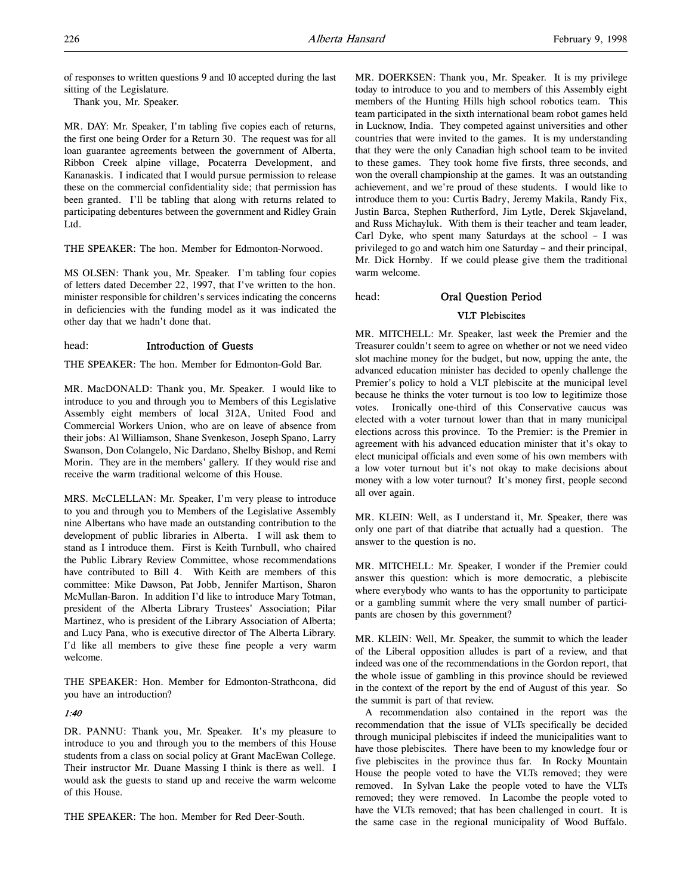of responses to written questions 9 and 10 accepted during the last sitting of the Legislature.

Thank you, Mr. Speaker.

MR. DAY: Mr. Speaker, I'm tabling five copies each of returns, the first one being Order for a Return 30. The request was for all loan guarantee agreements between the government of Alberta, Ribbon Creek alpine village, Pocaterra Development, and Kananaskis. I indicated that I would pursue permission to release these on the commercial confidentiality side; that permission has been granted. I'll be tabling that along with returns related to participating debentures between the government and Ridley Grain Ltd.

THE SPEAKER: The hon. Member for Edmonton-Norwood.

MS OLSEN: Thank you, Mr. Speaker. I'm tabling four copies of letters dated December 22, 1997, that I've written to the hon. minister responsible for children's services indicating the concerns in deficiencies with the funding model as it was indicated the other day that we hadn't done that.

head: **Introduction of Guests**

THE SPEAKER: The hon. Member for Edmonton-Gold Bar.

MR. MacDONALD: Thank you, Mr. Speaker. I would like to introduce to you and through you to Members of this Legislative Assembly eight members of local 312A, United Food and Commercial Workers Union, who are on leave of absence from their jobs: Al Williamson, Shane Svenkeson, Joseph Spano, Larry Swanson, Don Colangelo, Nic Dardano, Shelby Bishop, and Remi Morin. They are in the members' gallery. If they would rise and receive the warm traditional welcome of this House.

MRS. McCLELLAN: Mr. Speaker, I'm very please to introduce to you and through you to Members of the Legislative Assembly nine Albertans who have made an outstanding contribution to the development of public libraries in Alberta. I will ask them to stand as I introduce them. First is Keith Turnbull, who chaired the Public Library Review Committee, whose recommendations have contributed to Bill 4. With Keith are members of this committee: Mike Dawson, Pat Jobb, Jennifer Martison, Sharon McMullan-Baron. In addition I'd like to introduce Mary Totman, president of the Alberta Library Trustees' Association; Pilar Martinez, who is president of the Library Association of Alberta; and Lucy Pana, who is executive director of The Alberta Library. I'd like all members to give these fine people a very warm welcome.

THE SPEAKER: Hon. Member for Edmonton-Strathcona, did you have an introduction?

*1:40*

DR. PANNU: Thank you, Mr. Speaker. It's my pleasure to introduce to you and through you to the members of this House students from a class on social policy at Grant MacEwan College. Their instructor Mr. Duane Massing I think is there as well. I would ask the guests to stand up and receive the warm welcome of this House.

THE SPEAKER: The hon. Member for Red Deer-South.

MR. DOERKSEN: Thank you, Mr. Speaker. It is my privilege today to introduce to you and to members of this Assembly eight members of the Hunting Hills high school robotics team. This team participated in the sixth international beam robot games held in Lucknow, India. They competed against universities and other countries that were invited to the games. It is my understanding that they were the only Canadian high school team to be invited to these games. They took home five firsts, three seconds, and won the overall championship at the games. It was an outstanding achievement, and we're proud of these students. I would like to introduce them to you: Curtis Badry, Jeremy Makila, Randy Fix, Justin Barca, Stephen Rutherford, Jim Lytle, Derek Skjaveland, and Russ Michayluk. With them is their teacher and team leader, Carl Dyke, who spent many Saturdays at the school – I was privileged to go and watch him one Saturday – and their principal, Mr. Dick Hornby. If we could please give them the traditional warm welcome.

head: **Oral Question Period**

## VLT Plebiscites

MR. MITCHELL: Mr. Speaker, last week the Premier and the Treasurer couldn't seem to agree on whether or not we need video slot machine money for the budget, but now, upping the ante, the advanced education minister has decided to openly challenge the Premier's policy to hold a VLT plebiscite at the municipal level because he thinks the voter turnout is too low to legitimize those votes. Ironically one-third of this Conservative caucus was elected with a voter turnout lower than that in many municipal elections across this province. To the Premier: is the Premier in agreement with his advanced education minister that it's okay to elect municipal officials and even some of his own members with a low voter turnout but it's not okay to make decisions about money with a low voter turnout? It's money first, people second all over again.

MR. KLEIN: Well, as I understand it, Mr. Speaker, there was only one part of that diatribe that actually had a question. The answer to the question is no.

MR. MITCHELL: Mr. Speaker, I wonder if the Premier could answer this question: which is more democratic, a plebiscite where everybody who wants to has the opportunity to participate or a gambling summit where the very small number of participants are chosen by this government?

MR. KLEIN: Well, Mr. Speaker, the summit to which the leader of the Liberal opposition alludes is part of a review, and that indeed was one of the recommendations in the Gordon report, that the whole issue of gambling in this province should be reviewed in the context of the report by the end of August of this year. So the summit is part of that review.

A recommendation also contained in the report was the recommendation that the issue of VLTs specifically be decided through municipal plebiscites if indeed the municipalities want to have those plebiscites. There have been to my knowledge four or five plebiscites in the province thus far. In Rocky Mountain House the people voted to have the VLTs removed; they were removed. In Sylvan Lake the people voted to have the VLTs removed; they were removed. In Lacombe the people voted to have the VLTs removed; that has been challenged in court. It is the same case in the regional municipality of Wood Buffalo.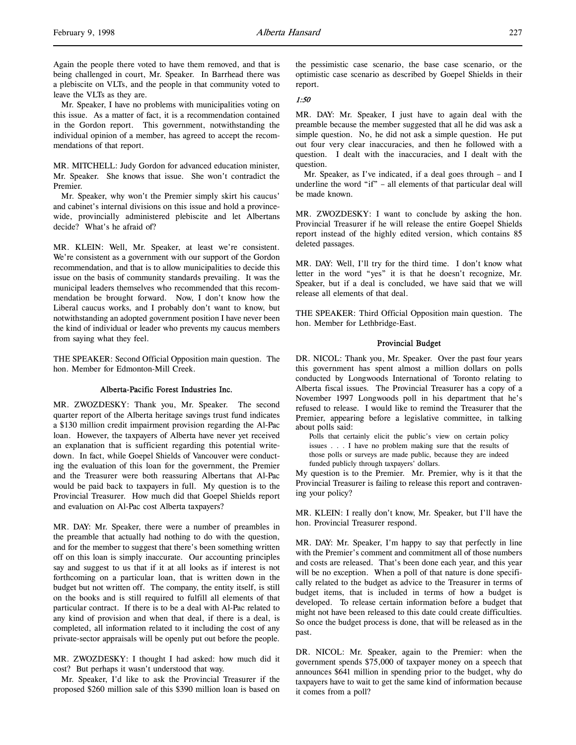Again the people there voted to have them removed, and that is being challenged in court, Mr. Speaker. In Barrhead there was a plebiscite on VLTs, and the people in that community voted to leave the VLTs as they are.

Mr. Speaker, I have no problems with municipalities voting on this issue. As a matter of fact, it is a recommendation contained in the Gordon report. This government, notwithstanding the individual opinion of a member, has agreed to accept the recommendations of that report.

MR. MITCHELL: Judy Gordon for advanced education minister, Mr. Speaker. She knows that issue. She won't contradict the Premier.

Mr. Speaker, why won't the Premier simply skirt his caucus' and cabinet's internal divisions on this issue and hold a province-wide, provincially administered plebiscite and let Albertans decide? What's he afraid of?

MR. KLEIN: Well, Mr. Speaker, at least we're consistent. We're consistent as a government with our support of the Gordon recommendation, and that is to allow municipalities to decide this issue on the basis of community standards prevailing. It was the municipal leaders themselves who recommended that this recommendation be brought forward. Now, I don't know how the Liberal caucus works, and I probably don't want to know, but notwithstanding an adopted government position I have never been the kind of individual or leader who prevents my caucus members from saying what they feel.

THE SPEAKER: Second Official Opposition main question. The hon. Member for Edmonton-Mill Creek.

### Alberta-Pacific Forest Industries Inc.

MR. ZWOZDESKY: Thank you, Mr. Speaker. The second quarter report of the Alberta heritage savings trust fund indicates a $130 million credit impairment provision regarding the Al-Pac loan. However, the taxpayers of Alberta have never yet received an explanation that is sufficient regarding this potential write-down. In fact, while Goepel Shields of Vancouver were conducting the evaluation of this loan for the government, the Premier and the Treasurer were both reassuring Albertans that Al-Pac would be paid back to taxpayers in full. My question is to the Provincial Treasurer. How much did that Goepel Shields report and evaluation on Al-Pac cost Alberta taxpayers?

MR. DAY: Mr. Speaker, there were a number of preambles in the preamble that actually had nothing to do with the question, and for the member to suggest that there's been something written off on this loan is simply inaccurate. Our accounting principles say and suggest to us that if it at all looks as if interest is not forthcoming on a particular loan, that is written down in the budget but not written off. The company, the entity itself, is still on the books and is still required to fulfill all elements of that particular contract. If there is to be a deal with Al-Pac related to any kind of provision and when that deal, if there is a deal, is completed, all information related to it including the cost of any private-sector appraisals will be openly put out before the people.

MR. ZWOZDESKY: I thought I had asked: how much did it cost? But perhaps it wasn't understood that way.

Mr. Speaker, I'd like to ask the Provincial Treasurer if the proposed $260 million sale of this $390 million loan is based on the pessimistic case scenario, the base case scenario, or the optimistic case scenario as described by Goepel Shields in their report.

*1:50*

MR. DAY: Mr. Speaker, I just have to again deal with the preamble because the member suggested that all he did was ask a simple question. No, he did not ask a simple question. He put out four very clear inaccuracies, and then he followed with a question. I dealt with the inaccuracies, and I dealt with the question.

Mr. Speaker, as I've indicated, if a deal goes through – and I underline the word "if" – all elements of that particular deal will be made known.

MR. ZWOZDESKY: I want to conclude by asking the hon. Provincial Treasurer if he will release the entire Goepel Shields report instead of the highly edited version, which contains 85 deleted passages.

MR. DAY: Well, I'll try for the third time. I don't know what letter in the word "yes" it is that he doesn't recognize, Mr. Speaker, but if a deal is concluded, we have said that we will release all elements of that deal.

THE SPEAKER: Third Official Opposition main question. The hon. Member for Lethbridge-East.

### Provincial Budget

DR. NICOL: Thank you, Mr. Speaker. Over the past four years this government has spent almost a million dollars on polls conducted by Longwoods International of Toronto relating to Alberta fiscal issues. The Provincial Treasurer has a copy of a November 1997 Longwoods poll in his department that he's refused to release. I would like to remind the Treasurer that the Premier, appearing before a legislative committee, in talking about polls said:

> Polls that certainly elicit the public's view on certain policy issues . . . I have no problem making sure that the results of those polls or surveys are made public, because they are indeed funded publicly through taxpayers' dollars.

My question is to the Premier. Mr. Premier, why is it that the Provincial Treasurer is failing to release this report and contravening your policy?

MR. KLEIN: I really don't know, Mr. Speaker, but I'll have the hon. Provincial Treasurer respond.

MR. DAY: Mr. Speaker, I'm happy to say that perfectly in line with the Premier's comment and commitment all of those numbers and costs are released. That's been done each year, and this year will be no exception. When a poll of that nature is done specifically related to the budget as advice to the Treasurer in terms of budget items, that is included in terms of how a budget is developed. To release certain information before a budget that might not have been released to this date could create difficulties. So once the budget process is done, that will be released as in the past.

DR. NICOL: Mr. Speaker, again to the Premier: when the government spends $75,000 of taxpayer money on a speech that announces $641 million in spending prior to the budget, why do taxpayers have to wait to get the same kind of information because it comes from a poll?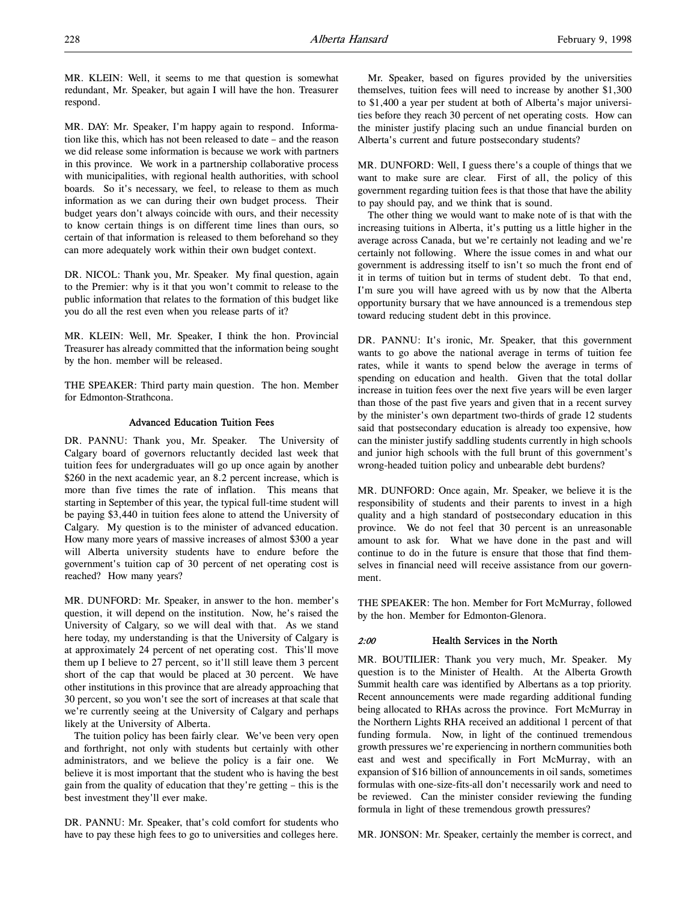MR. KLEIN: Well, it seems to me that question is somewhat redundant, Mr. Speaker, but again I will have the hon. Treasurer respond.

MR. DAY: Mr. Speaker, I'm happy again to respond. Information like this, which has not been released to date – and the reason we did release some information is because we work with partners in this province. We work in a partnership collaborative process with municipalities, with regional health authorities, with school boards. So it's necessary, we feel, to release to them as much information as we can during their own budget process. Their budget years don't always coincide with ours, and their necessity to know certain things is on different time lines than ours, so certain of that information is released to them beforehand so they can more adequately work within their own budget context.

DR. NICOL: Thank you, Mr. Speaker. My final question, again to the Premier: why is it that you won't commit to release to the public information that relates to the formation of this budget like you do all the rest even when you release parts of it?

MR. KLEIN: Well, Mr. Speaker, I think the hon. Provincial Treasurer has already committed that the information being sought by the hon. member will be released.

THE SPEAKER: Third party main question. The hon. Member for Edmonton-Strathcona.

### Advanced Education Tuition Fees

DR. PANNU: Thank you, Mr. Speaker. The University of Calgary board of governors reluctantly decided last week that tuition fees for undergraduates will go up once again by another $260 in the next academic year, an 8.2 percent increase, which is more than five times the rate of inflation. This means that starting in September of this year, the typical full-time student will be paying $3,440 in tuition fees alone to attend the University of Calgary. My question is to the minister of advanced education. How many more years of massive increases of almost $300 a year will Alberta university students have to endure before the government's tuition cap of 30 percent of net operating cost is reached? How many years?

MR. DUNFORD: Mr. Speaker, in answer to the hon. member's question, it will depend on the institution. Now, he's raised the University of Calgary, so we will deal with that. As we stand here today, my understanding is that the University of Calgary is at approximately 24 percent of net operating cost. This'll move them up I believe to 27 percent, so it'll still leave them 3 percent short of the cap that would be placed at 30 percent. We have other institutions in this province that are already approaching that 30 percent, so you won't see the sort of increases at that scale that we're currently seeing at the University of Calgary and perhaps likely at the University of Alberta.

The tuition policy has been fairly clear. We've been very open and forthright, not only with students but certainly with other administrators, and we believe the policy is a fair one. We believe it is most important that the student who is having the best gain from the quality of education that they're getting – this is the best investment they'll ever make.

DR. PANNU: Mr. Speaker, that's cold comfort for students who have to pay these high fees to go to universities and colleges here.

Mr. Speaker, based on figures provided by the universities themselves, tuition fees will need to increase by another $1,300 to $1,400 a year per student at both of Alberta's major universities before they reach 30 percent of net operating costs. How can the minister justify placing such an undue financial burden on Alberta's current and future postsecondary students?

MR. DUNFORD: Well, I guess there's a couple of things that we want to make sure are clear. First of all, the policy of this government regarding tuition fees is that those that have the ability to pay should pay, and we think that is sound.

The other thing we would want to make note of is that with the increasing tuitions in Alberta, it's putting us a little higher in the average across Canada, but we're certainly not leading and we're certainly not following. Where the issue comes in and what our government is addressing itself to isn't so much the front end of it in terms of tuition but in terms of student debt. To that end, I'm sure you will have agreed with us by now that the Alberta opportunity bursary that we have announced is a tremendous step toward reducing student debt in this province.

DR. PANNU: It's ironic, Mr. Speaker, that this government wants to go above the national average in terms of tuition fee rates, while it wants to spend below the average in terms of spending on education and health. Given that the total dollar increase in tuition fees over the next five years will be even larger than those of the past five years and given that in a recent survey by the minister's own department two-thirds of grade 12 students said that postsecondary education is already too expensive, how can the minister justify saddling students currently in high schools and junior high schools with the full brunt of this government's wrong-headed tuition policy and unbearable debt burdens?

MR. DUNFORD: Once again, Mr. Speaker, we believe it is the responsibility of students and their parents to invest in a high quality and a high standard of postsecondary education in this province. We do not feel that 30 percent is an unreasonable amount to ask for. What we have done in the past and will continue to do in the future is ensure that those that find themselves in financial need will receive assistance from our government.

THE SPEAKER: The hon. Member for Fort McMurray, followed by the hon. Member for Edmonton-Glenora.

### *2:00* Health Services in the North

MR. BOUTILIER: Thank you very much, Mr. Speaker. My question is to the Minister of Health. At the Alberta Growth Summit health care was identified by Albertans as a top priority. Recent announcements were made regarding additional funding being allocated to RHAs across the province. Fort McMurray in the Northern Lights RHA received an additional 1 percent of that funding formula. Now, in light of the continued tremendous growth pressures we're experiencing in northern communities both east and west and specifically in Fort McMurray, with an expansion of $16 billion of announcements in oil sands, sometimes formulas with one-size-fits-all don't necessarily work and need to be reviewed. Can the minister consider reviewing the funding formula in light of these tremendous growth pressures?

MR. JONSON: Mr. Speaker, certainly the member is correct, and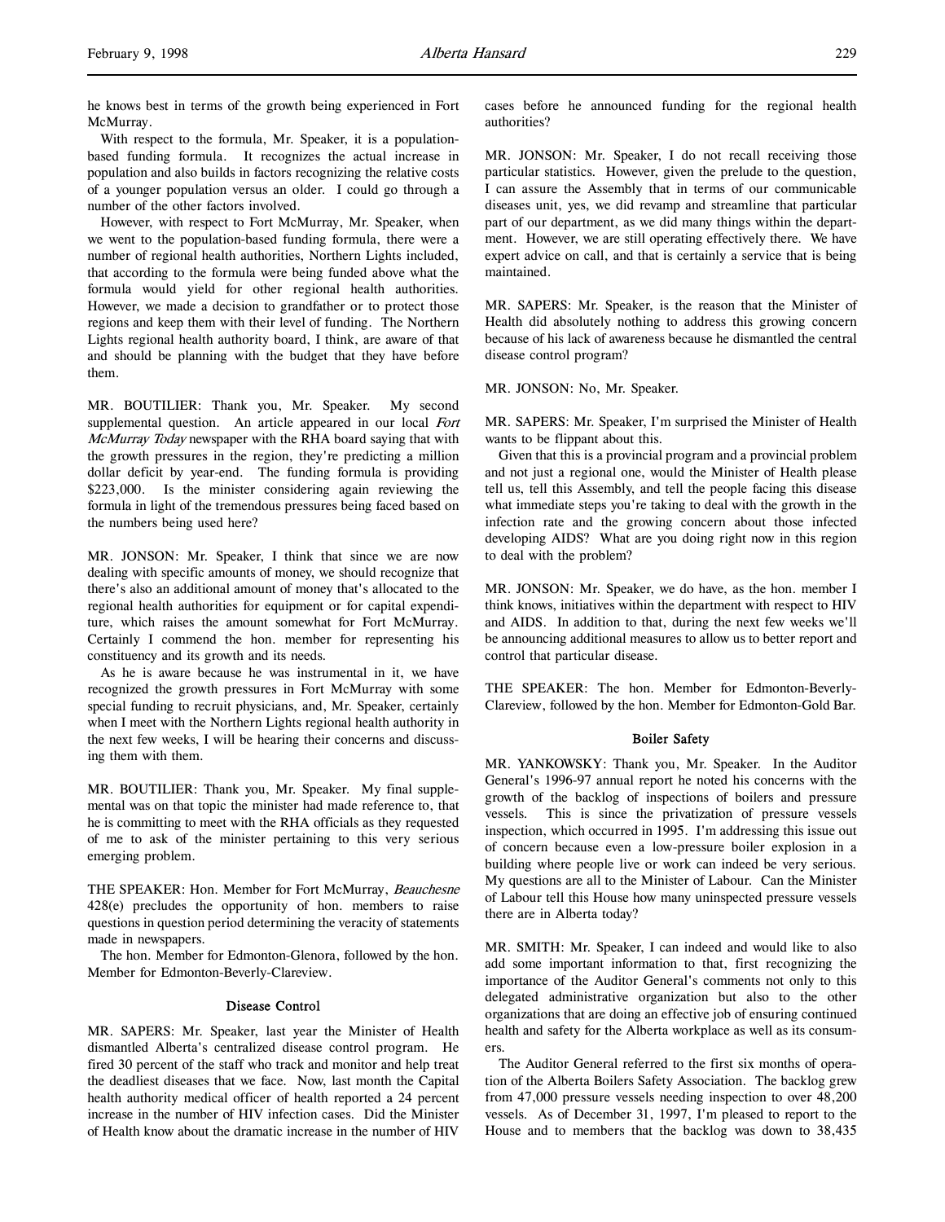he knows best in terms of the growth being experienced in Fort McMurray.

With respect to the formula, Mr. Speaker, it is a population-based funding formula. It recognizes the actual increase in population and also builds in factors recognizing the relative costs of a younger population versus an older. I could go through a number of the other factors involved.

However, with respect to Fort McMurray, Mr. Speaker, when we went to the population-based funding formula, there were a number of regional health authorities, Northern Lights included, that according to the formula were being funded above what the formula would yield for other regional health authorities. However, we made a decision to grandfather or to protect those regions and keep them with their level of funding. The Northern Lights regional health authority board, I think, are aware of that and should be planning with the budget that they have before them.

MR. BOUTILIER: Thank you, Mr. Speaker. My second supplemental question. An article appeared in our local *Fort McMurray Today* newspaper with the RHA board saying that with the growth pressures in the region, they're predicting a million dollar deficit by year-end. The funding formula is providing $223,000. Is the minister considering again reviewing the formula in light of the tremendous pressures being faced based on the numbers being used here?

MR. JONSON: Mr. Speaker, I think that since we are now dealing with specific amounts of money, we should recognize that there's also an additional amount of money that's allocated to the regional health authorities for equipment or for capital expenditure, which raises the amount somewhat for Fort McMurray. Certainly I commend the hon. member for representing his constituency and its growth and its needs.

As he is aware because he was instrumental in it, we have recognized the growth pressures in Fort McMurray with some special funding to recruit physicians, and, Mr. Speaker, certainly when I meet with the Northern Lights regional health authority in the next few weeks, I will be hearing their concerns and discussing them with them.

MR. BOUTILIER: Thank you, Mr. Speaker. My final supplemental was on that topic the minister had made reference to, that he is committing to meet with the RHA officials as they requested of me to ask of the minister pertaining to this very serious emerging problem.

THE SPEAKER: Hon. Member for Fort McMurray, *Beauchesne* 428(e) precludes the opportunity of hon. members to raise questions in question period determining the veracity of statements made in newspapers.

The hon. Member for Edmonton-Glenora, followed by the hon. Member for Edmonton-Beverly-Clareview.

### Disease Control

MR. SAPERS: Mr. Speaker, last year the Minister of Health dismantled Alberta's centralized disease control program. He fired 30 percent of the staff who track and monitor and help treat the deadliest diseases that we face. Now, last month the Capital health authority medical officer of health reported a 24 percent increase in the number of HIV infection cases. Did the Minister of Health know about the dramatic increase in the number of HIV cases before he announced funding for the regional health authorities?

MR. JONSON: Mr. Speaker, I do not recall receiving those particular statistics. However, given the prelude to the question, I can assure the Assembly that in terms of our communicable diseases unit, yes, we did revamp and streamline that particular part of our department, as we did many things within the department. However, we are still operating effectively there. We have expert advice on call, and that is certainly a service that is being maintained.

MR. SAPERS: Mr. Speaker, is the reason that the Minister of Health did absolutely nothing to address this growing concern because of his lack of awareness because he dismantled the central disease control program?

MR. JONSON: No, Mr. Speaker.

MR. SAPERS: Mr. Speaker, I'm surprised the Minister of Health wants to be flippant about this.

Given that this is a provincial program and a provincial problem and not just a regional one, would the Minister of Health please tell us, tell this Assembly, and tell the people facing this disease what immediate steps you're taking to deal with the growth in the infection rate and the growing concern about those infected developing AIDS? What are you doing right now in this region to deal with the problem?

MR. JONSON: Mr. Speaker, we do have, as the hon. member I think knows, initiatives within the department with respect to HIV and AIDS. In addition to that, during the next few weeks we'll be announcing additional measures to allow us to better report and control that particular disease.

THE SPEAKER: The hon. Member for Edmonton-Beverly-Clareview, followed by the hon. Member for Edmonton-Gold Bar.

### Boiler Safety

MR. YANKOWSKY: Thank you, Mr. Speaker. In the Auditor General's 1996-97 annual report he noted his concerns with the growth of the backlog of inspections of boilers and pressure vessels. This is since the privatization of pressure vessels inspection, which occurred in 1995. I'm addressing this issue out of concern because even a low-pressure boiler explosion in a building where people live or work can indeed be very serious. My questions are all to the Minister of Labour. Can the Minister of Labour tell this House how many uninspected pressure vessels there are in Alberta today?

MR. SMITH: Mr. Speaker, I can indeed and would like to also add some important information to that, first recognizing the importance of the Auditor General's comments not only to this delegated administrative organization but also to the other organizations that are doing an effective job of ensuring continued health and safety for the Alberta workplace as well as its consumers.

The Auditor General referred to the first six months of operation of the Alberta Boilers Safety Association. The backlog grew from 47,000 pressure vessels needing inspection to over 48,200 vessels. As of December 31, 1997, I'm pleased to report to the House and to members that the backlog was down to 38,435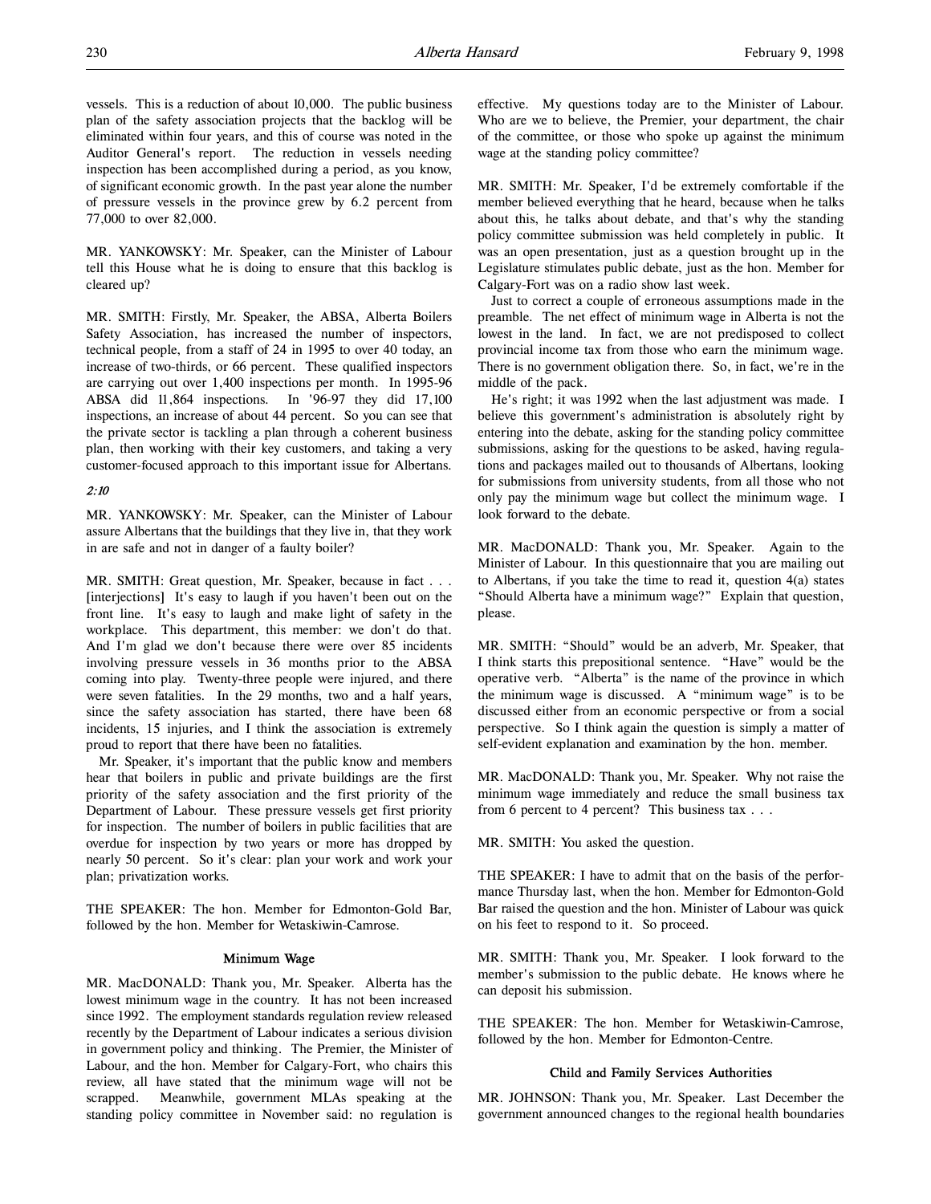vessels. This is a reduction of about 10,000. The public business plan of the safety association projects that the backlog will be eliminated within four years, and this of course was noted in the Auditor General's report. The reduction in vessels needing inspection has been accomplished during a period, as you know, of significant economic growth. In the past year alone the number of pressure vessels in the province grew by 6.2 percent from 77,000 to over 82,000.

MR. YANKOWSKY: Mr. Speaker, can the Minister of Labour tell this House what he is doing to ensure that this backlog is cleared up?

MR. SMITH: Firstly, Mr. Speaker, the ABSA, Alberta Boilers Safety Association, has increased the number of inspectors, technical people, from a staff of 24 in 1995 to over 40 today, an increase of two-thirds, or 66 percent. These qualified inspectors are carrying out over 1,400 inspections per month. In 1995-96 ABSA did 11,864 inspections. In '96-97 they did 17,100 inspections, an increase of about 44 percent. So you can see that the private sector is tackling a plan through a coherent business plan, then working with their key customers, and taking a very customer-focused approach to this important issue for Albertans.

*2:10*

MR. YANKOWSKY: Mr. Speaker, can the Minister of Labour assure Albertans that the buildings that they live in, that they work in are safe and not in danger of a faulty boiler?

MR. SMITH: Great question, Mr. Speaker, because in fact . . . [interjections] It's easy to laugh if you haven't been out on the front line. It's easy to laugh and make light of safety in the workplace. This department, this member: we don't do that. And I'm glad we don't because there were over 85 incidents involving pressure vessels in 36 months prior to the ABSA coming into play. Twenty-three people were injured, and there were seven fatalities. In the 29 months, two and a half years, since the safety association has started, there have been 68 incidents, 15 injuries, and I think the association is extremely proud to report that there have been no fatalities.

Mr. Speaker, it's important that the public know and members hear that boilers in public and private buildings are the first priority of the safety association and the first priority of the Department of Labour. These pressure vessels get first priority for inspection. The number of boilers in public facilities that are overdue for inspection by two years or more has dropped by nearly 50 percent. So it's clear: plan your work and work your plan; privatization works.

THE SPEAKER: The hon. Member for Edmonton-Gold Bar, followed by the hon. Member for Wetaskiwin-Camrose.

### Minimum Wage

MR. MacDONALD: Thank you, Mr. Speaker. Alberta has the lowest minimum wage in the country. It has not been increased since 1992. The employment standards regulation review released recently by the Department of Labour indicates a serious division in government policy and thinking. The Premier, the Minister of Labour, and the hon. Member for Calgary-Fort, who chairs this review, all have stated that the minimum wage will not be scrapped. Meanwhile, government MLAs speaking at the standing policy committee in November said: no regulation is effective. My questions today are to the Minister of Labour. Who are we to believe, the Premier, your department, the chair of the committee, or those who spoke up against the minimum wage at the standing policy committee?

MR. SMITH: Mr. Speaker, I'd be extremely comfortable if the member believed everything that he heard, because when he talks about this, he talks about debate, and that's why the standing policy committee submission was held completely in public. It was an open presentation, just as a question brought up in the Legislature stimulates public debate, just as the hon. Member for Calgary-Fort was on a radio show last week.

Just to correct a couple of erroneous assumptions made in the preamble. The net effect of minimum wage in Alberta is not the lowest in the land. In fact, we are not predisposed to collect provincial income tax from those who earn the minimum wage. There is no government obligation there. So, in fact, we're in the middle of the pack.

He's right; it was 1992 when the last adjustment was made. I believe this government's administration is absolutely right by entering into the debate, asking for the standing policy committee submissions, asking for the questions to be asked, having regulations and packages mailed out to thousands of Albertans, looking for submissions from university students, from all those who not only pay the minimum wage but collect the minimum wage. I look forward to the debate.

MR. MacDONALD: Thank you, Mr. Speaker. Again to the Minister of Labour. In this questionnaire that you are mailing out to Albertans, if you take the time to read it, question 4(a) states "Should Alberta have a minimum wage?" Explain that question, please.

MR. SMITH: "Should" would be an adverb, Mr. Speaker, that I think starts this prepositional sentence. "Have" would be the operative verb. "Alberta" is the name of the province in which the minimum wage is discussed. A "minimum wage" is to be discussed either from an economic perspective or from a social perspective. So I think again the question is simply a matter of self-evident explanation and examination by the hon. member.

MR. MacDONALD: Thank you, Mr. Speaker. Why not raise the minimum wage immediately and reduce the small business tax from 6 percent to 4 percent? This business tax . . .

MR. SMITH: You asked the question.

THE SPEAKER: I have to admit that on the basis of the performance Thursday last, when the hon. Member for Edmonton-Gold Bar raised the question and the hon. Minister of Labour was quick on his feet to respond to it. So proceed.

MR. SMITH: Thank you, Mr. Speaker. I look forward to the member's submission to the public debate. He knows where he can deposit his submission.

THE SPEAKER: The hon. Member for Wetaskiwin-Camrose, followed by the hon. Member for Edmonton-Centre.

### Child and Family Services Authorities

MR. JOHNSON: Thank you, Mr. Speaker. Last December the government announced changes to the regional health boundaries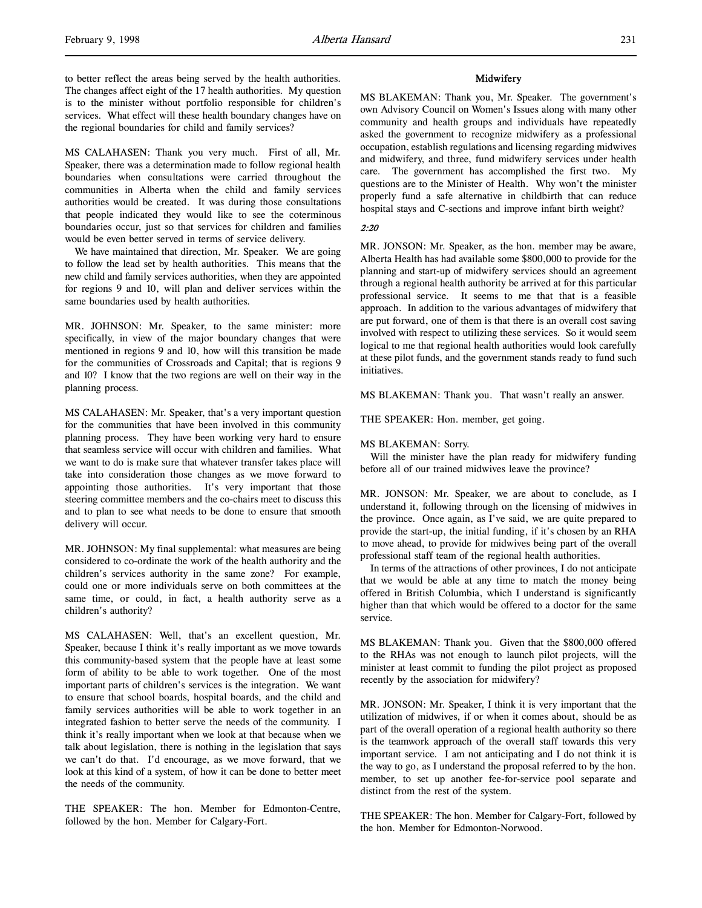to better reflect the areas being served by the health authorities. The changes affect eight of the 17 health authorities. My question is to the minister without portfolio responsible for children's services. What effect will these health boundary changes have on the regional boundaries for child and family services?

MS CALAHASEN: Thank you very much. First of all, Mr. Speaker, there was a determination made to follow regional health boundaries when consultations were carried throughout the communities in Alberta when the child and family services authorities would be created. It was during those consultations that people indicated they would like to see the coterminous boundaries occur, just so that services for children and families would be even better served in terms of service delivery.

We have maintained that direction, Mr. Speaker. We are going to follow the lead set by health authorities. This means that the new child and family services authorities, when they are appointed for regions 9 and 10, will plan and deliver services within the same boundaries used by health authorities.

MR. JOHNSON: Mr. Speaker, to the same minister: more specifically, in view of the major boundary changes that were mentioned in regions 9 and 10, how will this transition be made for the communities of Crossroads and Capital; that is regions 9 and 10? I know that the two regions are well on their way in the planning process.

MS CALAHASEN: Mr. Speaker, that's a very important question for the communities that have been involved in this community planning process. They have been working very hard to ensure that seamless service will occur with children and families. What we want to do is make sure that whatever transfer takes place will take into consideration those changes as we move forward to appointing those authorities. It's very important that those steering committee members and the co-chairs meet to discuss this and to plan to see what needs to be done to ensure that smooth delivery will occur.

MR. JOHNSON: My final supplemental: what measures are being considered to co-ordinate the work of the health authority and the children's services authority in the same zone? For example, could one or more individuals serve on both committees at the same time, or could, in fact, a health authority serve as a children's authority?

MS CALAHASEN: Well, that's an excellent question, Mr. Speaker, because I think it's really important as we move towards this community-based system that the people have at least some form of ability to be able to work together. One of the most important parts of children's services is the integration. We want to ensure that school boards, hospital boards, and the child and family services authorities will be able to work together in an integrated fashion to better serve the needs of the community. I think it's really important when we look at that because when we talk about legislation, there is nothing in the legislation that says we can't do that. I'd encourage, as we move forward, that we look at this kind of a system, of how it can be done to better meet the needs of the community.

THE SPEAKER: The hon. Member for Edmonton-Centre, followed by the hon. Member for Calgary-Fort.

## Midwifery

MS BLAKEMAN: Thank you, Mr. Speaker. The government's own Advisory Council on Women's Issues along with many other community and health groups and individuals have repeatedly asked the government to recognize midwifery as a professional occupation, establish regulations and licensing regarding midwives and midwifery, and three, fund midwifery services under health care. The government has accomplished the first two. My questions are to the Minister of Health. Why won't the minister properly fund a safe alternative in childbirth that can reduce hospital stays and C-sections and improve infant birth weight?

*2:20*

MR. JONSON: Mr. Speaker, as the hon. member may be aware, Alberta Health has had available some $800,000 to provide for the planning and start-up of midwifery services should an agreement through a regional health authority be arrived at for this particular professional service. It seems to me that that is a feasible approach. In addition to the various advantages of midwifery that are put forward, one of them is that there is an overall cost saving involved with respect to utilizing these services. So it would seem logical to me that regional health authorities would look carefully at these pilot funds, and the government stands ready to fund such initiatives.

MS BLAKEMAN: Thank you. That wasn't really an answer.

THE SPEAKER: Hon. member, get going.

MS BLAKEMAN: Sorry.

Will the minister have the plan ready for midwifery funding before all of our trained midwives leave the province?

MR. JONSON: Mr. Speaker, we are about to conclude, as I understand it, following through on the licensing of midwives in the province. Once again, as I've said, we are quite prepared to provide the start-up, the initial funding, if it's chosen by an RHA to move ahead, to provide for midwives being part of the overall professional staff team of the regional health authorities.

In terms of the attractions of other provinces, I do not anticipate that we would be able at any time to match the money being offered in British Columbia, which I understand is significantly higher than that which would be offered to a doctor for the same service.

MS BLAKEMAN: Thank you. Given that the $800,000 offered to the RHAs was not enough to launch pilot projects, will the minister at least commit to funding the pilot project as proposed recently by the association for midwifery?

MR. JONSON: Mr. Speaker, I think it is very important that the utilization of midwives, if or when it comes about, should be as part of the overall operation of a regional health authority so there is the teamwork approach of the overall staff towards this very important service. I am not anticipating and I do not think it is the way to go, as I understand the proposal referred to by the hon. member, to set up another fee-for-service pool separate and distinct from the rest of the system.

THE SPEAKER: The hon. Member for Calgary-Fort, followed by the hon. Member for Edmonton-Norwood.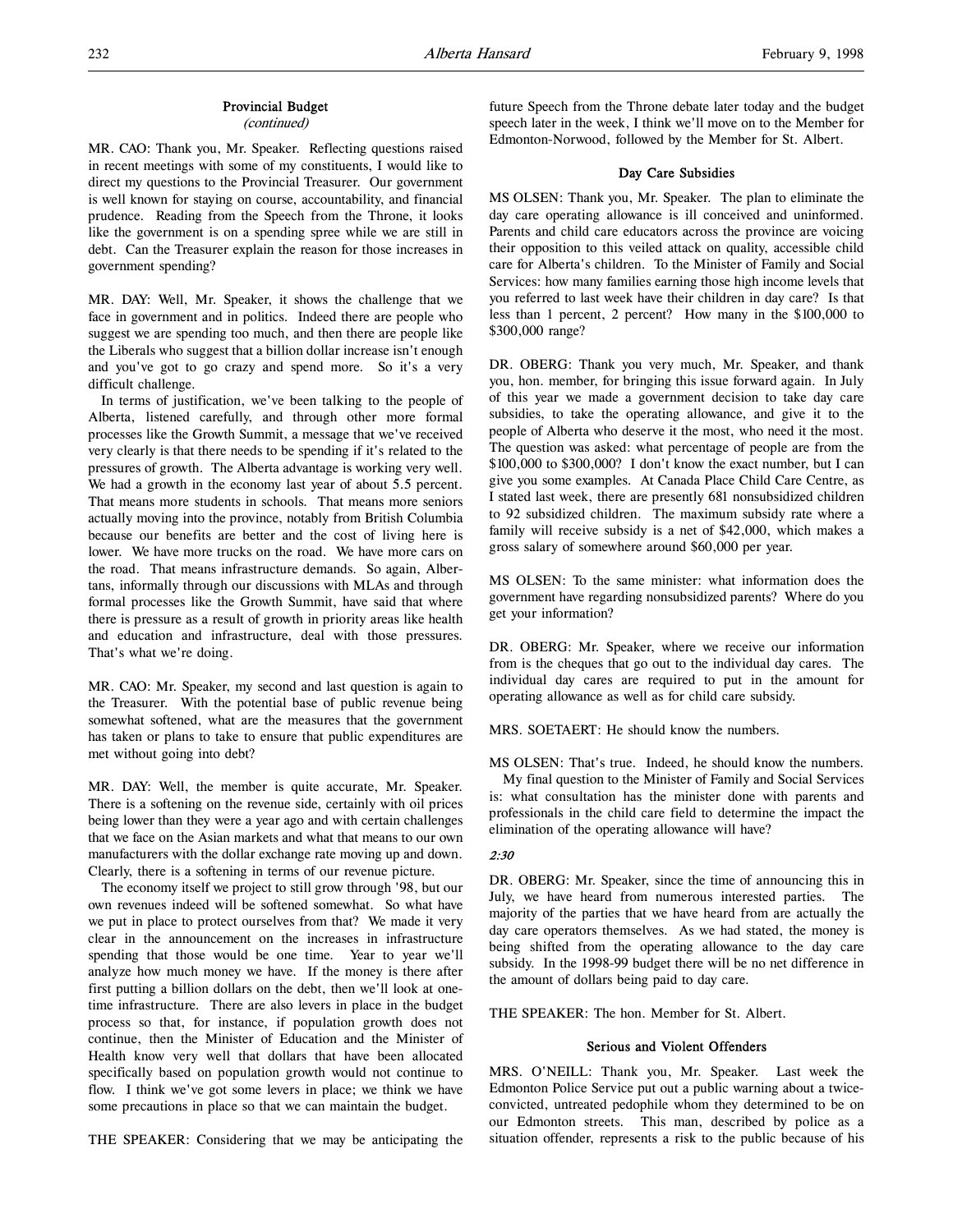### Provincial Budget
*(continued)*

MR. CAO: Thank you, Mr. Speaker. Reflecting questions raised in recent meetings with some of my constituents, I would like to direct my questions to the Provincial Treasurer. Our government is well known for staying on course, accountability, and financial prudence. Reading from the Speech from the Throne, it looks like the government is on a spending spree while we are still in debt. Can the Treasurer explain the reason for those increases in government spending?

MR. DAY: Well, Mr. Speaker, it shows the challenge that we face in government and in politics. Indeed there are people who suggest we are spending too much, and then there are people like the Liberals who suggest that a billion dollar increase isn't enough and you've got to go crazy and spend more. So it's a very difficult challenge.

In terms of justification, we've been talking to the people of Alberta, listened carefully, and through other more formal processes like the Growth Summit, a message that we've received very clearly is that there needs to be spending if it's related to the pressures of growth. The Alberta advantage is working very well. We had a growth in the economy last year of about 5.5 percent. That means more students in schools. That means more seniors actually moving into the province, notably from British Columbia because our benefits are better and the cost of living here is lower. We have more trucks on the road. We have more cars on the road. That means infrastructure demands. So again, Albertans, informally through our discussions with MLAs and through formal processes like the Growth Summit, have said that where there is pressure as a result of growth in priority areas like health and education and infrastructure, deal with those pressures. That's what we're doing.

MR. CAO: Mr. Speaker, my second and last question is again to the Treasurer. With the potential base of public revenue being somewhat softened, what are the measures that the government has taken or plans to take to ensure that public expenditures are met without going into debt?

MR. DAY: Well, the member is quite accurate, Mr. Speaker. There is a softening on the revenue side, certainly with oil prices being lower than they were a year ago and with certain challenges that we face on the Asian markets and what that means to our own manufacturers with the dollar exchange rate moving up and down. Clearly, there is a softening in terms of our revenue picture.

The economy itself we project to still grow through '98, but our own revenues indeed will be softened somewhat. So what have we put in place to protect ourselves from that? We made it very clear in the announcement on the increases in infrastructure spending that those would be one time. Year to year we'll analyze how much money we have. If the money is there after first putting a billion dollars on the debt, then we'll look at one-time infrastructure. There are also levers in place in the budget process so that, for instance, if population growth does not continue, then the Minister of Education and the Minister of Health know very well that dollars that have been allocated specifically based on population growth would not continue to flow. I think we've got some levers in place; we think we have some precautions in place so that we can maintain the budget.

THE SPEAKER: Considering that we may be anticipating the future Speech from the Throne debate later today and the budget speech later in the week, I think we'll move on to the Member for Edmonton-Norwood, followed by the Member for St. Albert.

### Day Care Subsidies

MS OLSEN: Thank you, Mr. Speaker. The plan to eliminate the day care operating allowance is ill conceived and uninformed. Parents and child care educators across the province are voicing their opposition to this veiled attack on quality, accessible child care for Alberta's children. To the Minister of Family and Social Services: how many families earning those high income levels that you referred to last week have their children in day care? Is that less than 1 percent, 2 percent? How many in the $100,000 to $300,000 range?

DR. OBERG: Thank you very much, Mr. Speaker, and thank you, hon. member, for bringing this issue forward again. In July of this year we made a government decision to take day care subsidies, to take the operating allowance, and give it to the people of Alberta who deserve it the most, who need it the most. The question was asked: what percentage of people are from the $100,000 to $300,000? I don't know the exact number, but I can give you some examples. At Canada Place Child Care Centre, as I stated last week, there are presently 681 nonsubsidized children to 92 subsidized children. The maximum subsidy rate where a family will receive subsidy is a net of $42,000, which makes a gross salary of somewhere around $60,000 per year.

MS OLSEN: To the same minister: what information does the government have regarding nonsubsidized parents? Where do you get your information?

DR. OBERG: Mr. Speaker, where we receive our information from is the cheques that go out to the individual day cares. The individual day cares are required to put in the amount for operating allowance as well as for child care subsidy.

MRS. SOETAERT: He should know the numbers.

MS OLSEN: That's true. Indeed, he should know the numbers.

My final question to the Minister of Family and Social Services is: what consultation has the minister done with parents and professionals in the child care field to determine the impact the elimination of the operating allowance will have?

*2:30*

DR. OBERG: Mr. Speaker, since the time of announcing this in July, we have heard from numerous interested parties. The majority of the parties that we have heard from are actually the day care operators themselves. As we had stated, the money is being shifted from the operating allowance to the day care subsidy. In the 1998-99 budget there will be no net difference in the amount of dollars being paid to day care.

THE SPEAKER: The hon. Member for St. Albert.

### Serious and Violent Offenders

MRS. O'NEILL: Thank you, Mr. Speaker. Last week the Edmonton Police Service put out a public warning about a twice-convicted, untreated pedophile whom they determined to be on our Edmonton streets. This man, described by police as a situation offender, represents a risk to the public because of his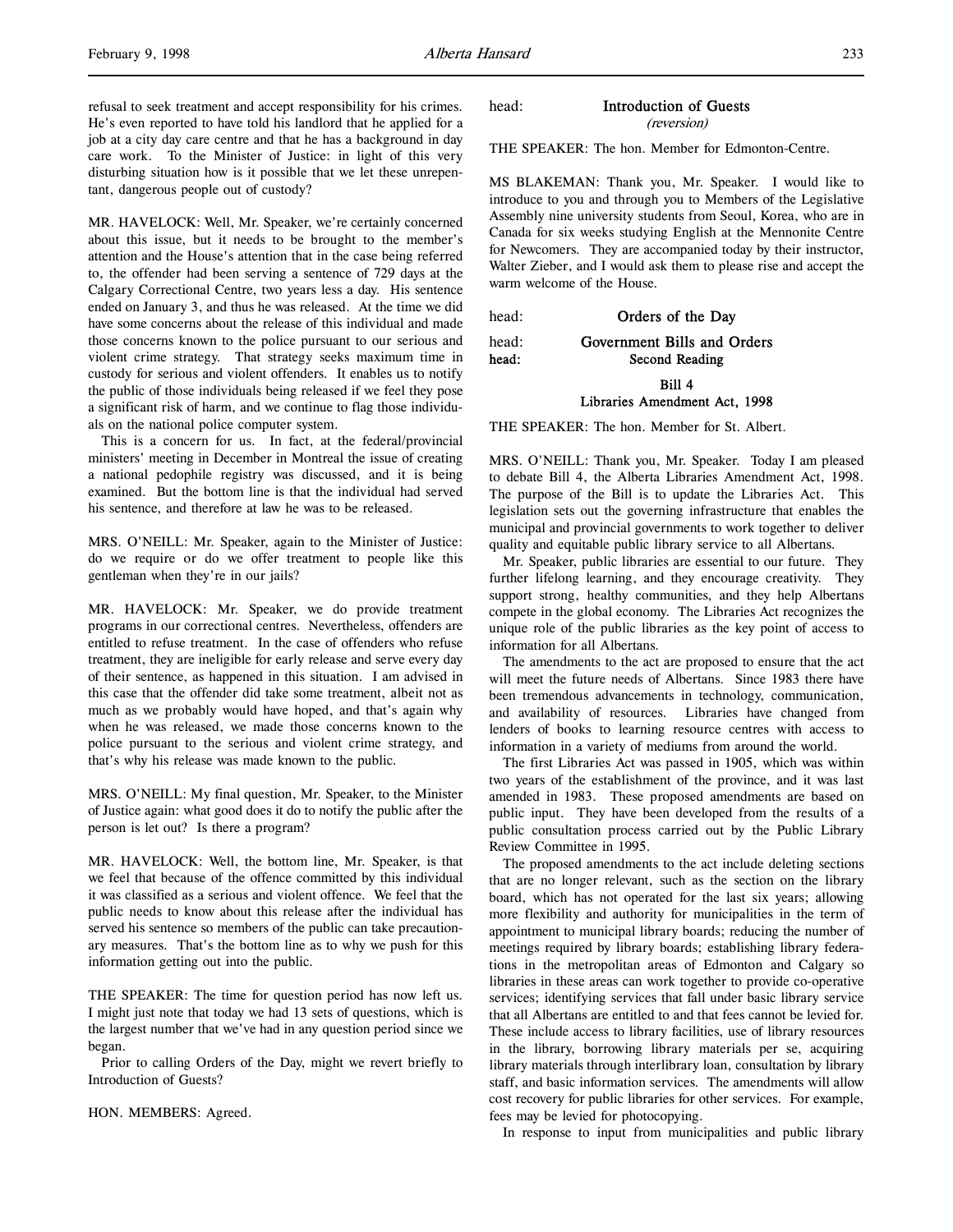refusal to seek treatment and accept responsibility for his crimes. He's even reported to have told his landlord that he applied for a job at a city day care centre and that he has a background in day care work. To the Minister of Justice: in light of this very disturbing situation how is it possible that we let these unrepentant, dangerous people out of custody?

MR. HAVELOCK: Well, Mr. Speaker, we're certainly concerned about this issue, but it needs to be brought to the member's attention and the House's attention that in the case being referred to, the offender had been serving a sentence of 729 days at the Calgary Correctional Centre, two years less a day. His sentence ended on January 3, and thus he was released. At the time we did have some concerns about the release of this individual and made those concerns known to the police pursuant to our serious and violent crime strategy. That strategy seeks maximum time in custody for serious and violent offenders. It enables us to notify the public of those individuals being released if we feel they pose a significant risk of harm, and we continue to flag those individuals on the national police computer system.

This is a concern for us. In fact, at the federal/provincial ministers' meeting in December in Montreal the issue of creating a national pedophile registry was discussed, and it is being examined. But the bottom line is that the individual had served his sentence, and therefore at law he was to be released.

MRS. O'NEILL: Mr. Speaker, again to the Minister of Justice: do we require or do we offer treatment to people like this gentleman when they're in our jails?

MR. HAVELOCK: Mr. Speaker, we do provide treatment programs in our correctional centres. Nevertheless, offenders are entitled to refuse treatment. In the case of offenders who refuse treatment, they are ineligible for early release and serve every day of their sentence, as happened in this situation. I am advised in this case that the offender did take some treatment, albeit not as much as we probably would have hoped, and that's again why when he was released, we made those concerns known to the police pursuant to the serious and violent crime strategy, and that's why his release was made known to the public.

MRS. O'NEILL: My final question, Mr. Speaker, to the Minister of Justice again: what good does it do to notify the public after the person is let out? Is there a program?

MR. HAVELOCK: Well, the bottom line, Mr. Speaker, is that we feel that because of the offence committed by this individual it was classified as a serious and violent offence. We feel that the public needs to know about this release after the individual has served his sentence so members of the public can take precautionary measures. That's the bottom line as to why we push for this information getting out into the public.

THE SPEAKER: The time for question period has now left us. I might just note that today we had 13 sets of questions, which is the largest number that we've had in any question period since we began.

Prior to calling Orders of the Day, might we revert briefly to Introduction of Guests?

HON. MEMBERS: Agreed.

head: **Introduction of Guests**
*(reversion)*

THE SPEAKER: The hon. Member for Edmonton-Centre.

MS BLAKEMAN: Thank you, Mr. Speaker. I would like to introduce to you and through you to Members of the Legislative Assembly nine university students from Seoul, Korea, who are in Canada for six weeks studying English at the Mennonite Centre for Newcomers. They are accompanied today by their instructor, Walter Zieber, and I would ask them to please rise and accept the warm welcome of the House.

head: **Orders of the Day**

head: **Government Bills and Orders**

head: **Second Reading**

**Bill 4**
**Libraries Amendment Act, 1998**

THE SPEAKER: The hon. Member for St. Albert.

MRS. O'NEILL: Thank you, Mr. Speaker. Today I am pleased to debate Bill 4, the Alberta Libraries Amendment Act, 1998. The purpose of the Bill is to update the Libraries Act. This legislation sets out the governing infrastructure that enables the municipal and provincial governments to work together to deliver quality and equitable public library service to all Albertans.

Mr. Speaker, public libraries are essential to our future. They further lifelong learning, and they encourage creativity. They support strong, healthy communities, and they help Albertans compete in the global economy. The Libraries Act recognizes the unique role of the public libraries as the key point of access to information for all Albertans.

The amendments to the act are proposed to ensure that the act will meet the future needs of Albertans. Since 1983 there have been tremendous advancements in technology, communication, and availability of resources. Libraries have changed from lenders of books to learning resource centres with access to information in a variety of mediums from around the world.

The first Libraries Act was passed in 1905, which was within two years of the establishment of the province, and it was last amended in 1983. These proposed amendments are based on public input. They have been developed from the results of a public consultation process carried out by the Public Library Review Committee in 1995.

The proposed amendments to the act include deleting sections that are no longer relevant, such as the section on the library board, which has not operated for the last six years; allowing more flexibility and authority for municipalities in the term of appointment to municipal library boards; reducing the number of meetings required by library boards; establishing library federations in the metropolitan areas of Edmonton and Calgary so libraries in these areas can work together to provide co-operative services; identifying services that fall under basic library service that all Albertans are entitled to and that fees cannot be levied for. These include access to library facilities, use of library resources in the library, borrowing library materials per se, acquiring library materials through interlibrary loan, consultation by library staff, and basic information services. The amendments will allow cost recovery for public libraries for other services. For example, fees may be levied for photocopying.

In response to input from municipalities and public library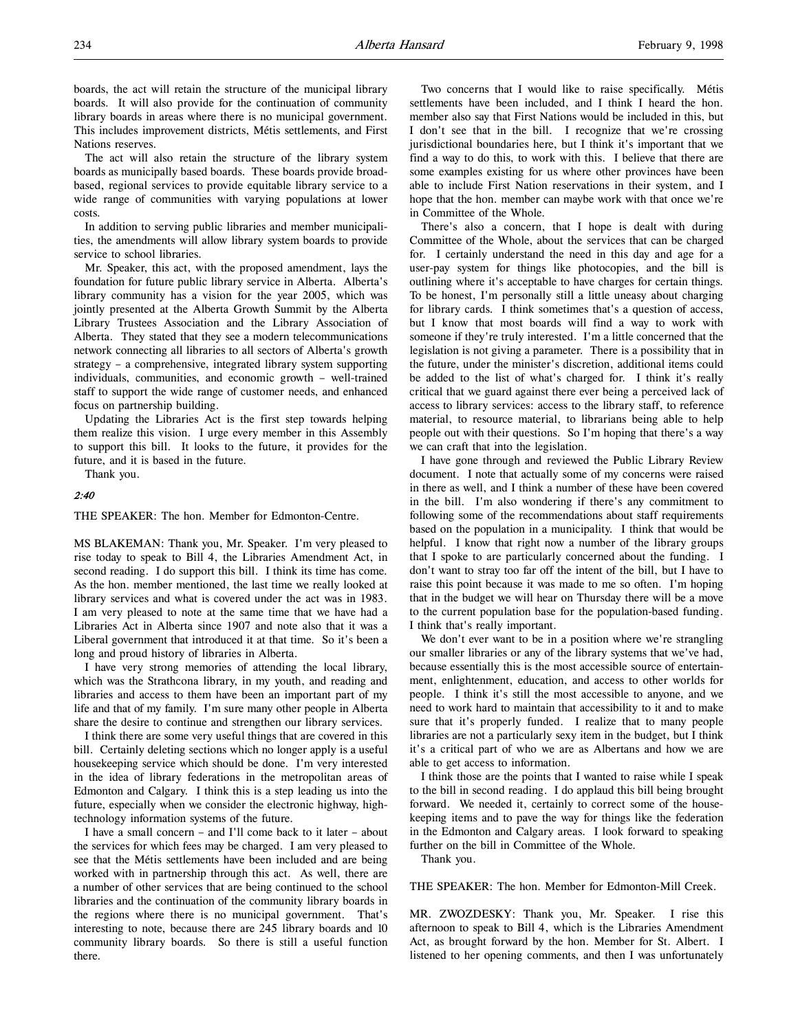boards, the act will retain the structure of the municipal library boards. It will also provide for the continuation of community library boards in areas where there is no municipal government. This includes improvement districts, Métis settlements, and First Nations reserves.

The act will also retain the structure of the library system boards as municipally based boards. These boards provide broad-based, regional services to provide equitable library service to a wide range of communities with varying populations at lower costs.

In addition to serving public libraries and member municipalities, the amendments will allow library system boards to provide service to school libraries.

Mr. Speaker, this act, with the proposed amendment, lays the foundation for future public library service in Alberta. Alberta's library community has a vision for the year 2005, which was jointly presented at the Alberta Growth Summit by the Alberta Library Trustees Association and the Library Association of Alberta. They stated that they see a modern telecommunications network connecting all libraries to all sectors of Alberta's growth strategy – a comprehensive, integrated library system supporting individuals, communities, and economic growth – well-trained staff to support the wide range of customer needs, and enhanced focus on partnership building.

Updating the Libraries Act is the first step towards helping them realize this vision. I urge every member in this Assembly to support this bill. It looks to the future, it provides for the future, and it is based in the future.

Thank you.

*2:40*

THE SPEAKER: The hon. Member for Edmonton-Centre.

MS BLAKEMAN: Thank you, Mr. Speaker. I'm very pleased to rise today to speak to Bill 4, the Libraries Amendment Act, in second reading. I do support this bill. I think its time has come. As the hon. member mentioned, the last time we really looked at library services and what is covered under the act was in 1983. I am very pleased to note at the same time that we have had a Libraries Act in Alberta since 1907 and note also that it was a Liberal government that introduced it at that time. So it's been a long and proud history of libraries in Alberta.

I have very strong memories of attending the local library, which was the Strathcona library, in my youth, and reading and libraries and access to them have been an important part of my life and that of my family. I'm sure many other people in Alberta share the desire to continue and strengthen our library services.

I think there are some very useful things that are covered in this bill. Certainly deleting sections which no longer apply is a useful housekeeping service which should be done. I'm very interested in the idea of library federations in the metropolitan areas of Edmonton and Calgary. I think this is a step leading us into the future, especially when we consider the electronic highway, high-technology information systems of the future.

I have a small concern – and I'll come back to it later – about the services for which fees may be charged. I am very pleased to see that the Métis settlements have been included and are being worked with in partnership through this act. As well, there are a number of other services that are being continued to the school libraries and the continuation of the community library boards in the regions where there is no municipal government. That's interesting to note, because there are 245 library boards and 10 community library boards. So there is still a useful function there.

Two concerns that I would like to raise specifically. Métis settlements have been included, and I think I heard the hon. member also say that First Nations would be included in this, but I don't see that in the bill. I recognize that we're crossing jurisdictional boundaries here, but I think it's important that we find a way to do this, to work with this. I believe that there are some examples existing for us where other provinces have been able to include First Nation reservations in their system, and I hope that the hon. member can maybe work with that once we're in Committee of the Whole.

There's also a concern, that I hope is dealt with during Committee of the Whole, about the services that can be charged for. I certainly understand the need in this day and age for a user-pay system for things like photocopies, and the bill is outlining where it's acceptable to have charges for certain things. To be honest, I'm personally still a little uneasy about charging for library cards. I think sometimes that's a question of access, but I know that most boards will find a way to work with someone if they're truly interested. I'm a little concerned that the legislation is not giving a parameter. There is a possibility that in the future, under the minister's discretion, additional items could be added to the list of what's charged for. I think it's really critical that we guard against there ever being a perceived lack of access to library services: access to the library staff, to reference material, to resource material, to librarians being able to help people out with their questions. So I'm hoping that there's a way we can craft that into the legislation.

I have gone through and reviewed the Public Library Review document. I note that actually some of my concerns were raised in there as well, and I think a number of these have been covered in the bill. I'm also wondering if there's any commitment to following some of the recommendations about staff requirements based on the population in a municipality. I think that would be helpful. I know that right now a number of the library groups that I spoke to are particularly concerned about the funding. I don't want to stray too far off the intent of the bill, but I have to raise this point because it was made to me so often. I'm hoping that in the budget we will hear on Thursday there will be a move to the current population base for the population-based funding. I think that's really important.

We don't ever want to be in a position where we're strangling our smaller libraries or any of the library systems that we've had, because essentially this is the most accessible source of entertainment, enlightenment, education, and access to other worlds for people. I think it's still the most accessible to anyone, and we need to work hard to maintain that accessibility to it and to make sure that it's properly funded. I realize that to many people libraries are not a particularly sexy item in the budget, but I think it's a critical part of who we are as Albertans and how we are able to get access to information.

I think those are the points that I wanted to raise while I speak to the bill in second reading. I do applaud this bill being brought forward. We needed it, certainly to correct some of the housekeeping items and to pave the way for things like the federation in the Edmonton and Calgary areas. I look forward to speaking further on the bill in Committee of the Whole.

Thank you.

THE SPEAKER: The hon. Member for Edmonton-Mill Creek.

MR. ZWOZDESKY: Thank you, Mr. Speaker. I rise this afternoon to speak to Bill 4, which is the Libraries Amendment Act, as brought forward by the hon. Member for St. Albert. I listened to her opening comments, and then I was unfortunately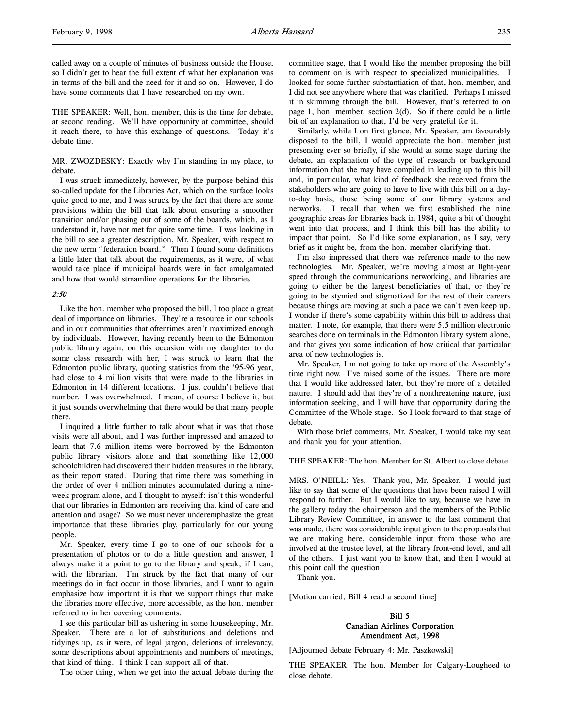called away on a couple of minutes of business outside the House, so I didn't get to hear the full extent of what her explanation was in terms of the bill and the need for it and so on. However, I do have some comments that I have researched on my own.

THE SPEAKER: Well, hon. member, this is the time for debate, at second reading. We'll have opportunity at committee, should it reach there, to have this exchange of questions. Today it's debate time.

MR. ZWOZDESKY: Exactly why I'm standing in my place, to debate.

I was struck immediately, however, by the purpose behind this so-called update for the Libraries Act, which on the surface looks quite good to me, and I was struck by the fact that there are some provisions within the bill that talk about ensuring a smoother transition and/or phasing out of some of the boards, which, as I understand it, have not met for quite some time. I was looking in the bill to see a greater description, Mr. Speaker, with respect to the new term "federation board." Then I found some definitions a little later that talk about the requirements, as it were, of what would take place if municipal boards were in fact amalgamated and how that would streamline operations for the libraries.

*2:50*

Like the hon. member who proposed the bill, I too place a great deal of importance on libraries. They're a resource in our schools and in our communities that oftentimes aren't maximized enough by individuals. However, having recently been to the Edmonton public library again, on this occasion with my daughter to do some class research with her, I was struck to learn that the Edmonton public library, quoting statistics from the '95-96 year, had close to 4 million visits that were made to the libraries in Edmonton in 14 different locations. I just couldn't believe that number. I was overwhelmed. I mean, of course I believe it, but it just sounds overwhelming that there would be that many people there.

I inquired a little further to talk about what it was that those visits were all about, and I was further impressed and amazed to learn that 7.6 million items were borrowed by the Edmonton public library visitors alone and that something like 12,000 schoolchildren had discovered their hidden treasures in the library, as their report stated. During that time there was something in the order of over 4 million minutes accumulated during a nine-week program alone, and I thought to myself: isn't this wonderful that our libraries in Edmonton are receiving that kind of care and attention and usage? So we must never underemphasize the great importance that these libraries play, particularly for our young people.

Mr. Speaker, every time I go to one of our schools for a presentation of photos or to do a little question and answer, I always make it a point to go to the library and speak, if I can, with the librarian. I'm struck by the fact that many of our meetings do in fact occur in those libraries, and I want to again emphasize how important it is that we support things that make the libraries more effective, more accessible, as the hon. member referred to in her covering comments.

I see this particular bill as ushering in some housekeeping, Mr. Speaker. There are a lot of substitutions and deletions and tidyings up, as it were, of legal jargon, deletions of irrelevancy, some descriptions about appointments and numbers of meetings, that kind of thing. I think I can support all of that.

The other thing, when we get into the actual debate during the committee stage, that I would like the member proposing the bill to comment on is with respect to specialized municipalities. I looked for some further substantiation of that, hon. member, and I did not see anywhere where that was clarified. Perhaps I missed it in skimming through the bill. However, that's referred to on page 1, hon. member, section 2(d). So if there could be a little bit of an explanation to that, I'd be very grateful for it.

Similarly, while I on first glance, Mr. Speaker, am favourably disposed to the bill, I would appreciate the hon. member just presenting ever so briefly, if she would at some stage during the debate, an explanation of the type of research or background information that she may have compiled in leading up to this bill and, in particular, what kind of feedback she received from the stakeholders who are going to have to live with this bill on a day-to-day basis, those being some of our library systems and networks. I recall that when we first established the nine geographic areas for libraries back in 1984, quite a bit of thought went into that process, and I think this bill has the ability to impact that point. So I'd like some explanation, as I say, very brief as it might be, from the hon. member clarifying that.

I'm also impressed that there was reference made to the new technologies. Mr. Speaker, we're moving almost at light-year speed through the communications networking, and libraries are going to either be the largest beneficiaries of that, or they're going to be stymied and stigmatized for the rest of their careers because things are moving at such a pace we can't even keep up. I wonder if there's some capability within this bill to address that matter. I note, for example, that there were 5.5 million electronic searches done on terminals in the Edmonton library system alone, and that gives you some indication of how critical that particular area of new technologies is.

Mr. Speaker, I'm not going to take up more of the Assembly's time right now. I've raised some of the issues. There are more that I would like addressed later, but they're more of a detailed nature. I should add that they're of a nonthreatening nature, just information seeking, and I will have that opportunity during the Committee of the Whole stage. So I look forward to that stage of debate.

With those brief comments, Mr. Speaker, I would take my seat and thank you for your attention.

THE SPEAKER: The hon. Member for St. Albert to close debate.

MRS. O'NEILL: Yes. Thank you, Mr. Speaker. I would just like to say that some of the questions that have been raised I will respond to further. But I would like to say, because we have in the gallery today the chairperson and the members of the Public Library Review Committee, in answer to the last comment that was made, there was considerable input given to the proposals that we are making here, considerable input from those who are involved at the trustee level, at the library front-end level, and all of the others. I just want you to know that, and then I would at this point call the question.

Thank you.

[Motion carried; Bill 4 read a second time]

## Bill 5
## Canadian Airlines Corporation Amendment Act, 1998

[Adjourned debate February 4: Mr. Paszkowski]

THE SPEAKER: The hon. Member for Calgary-Lougheed to close debate.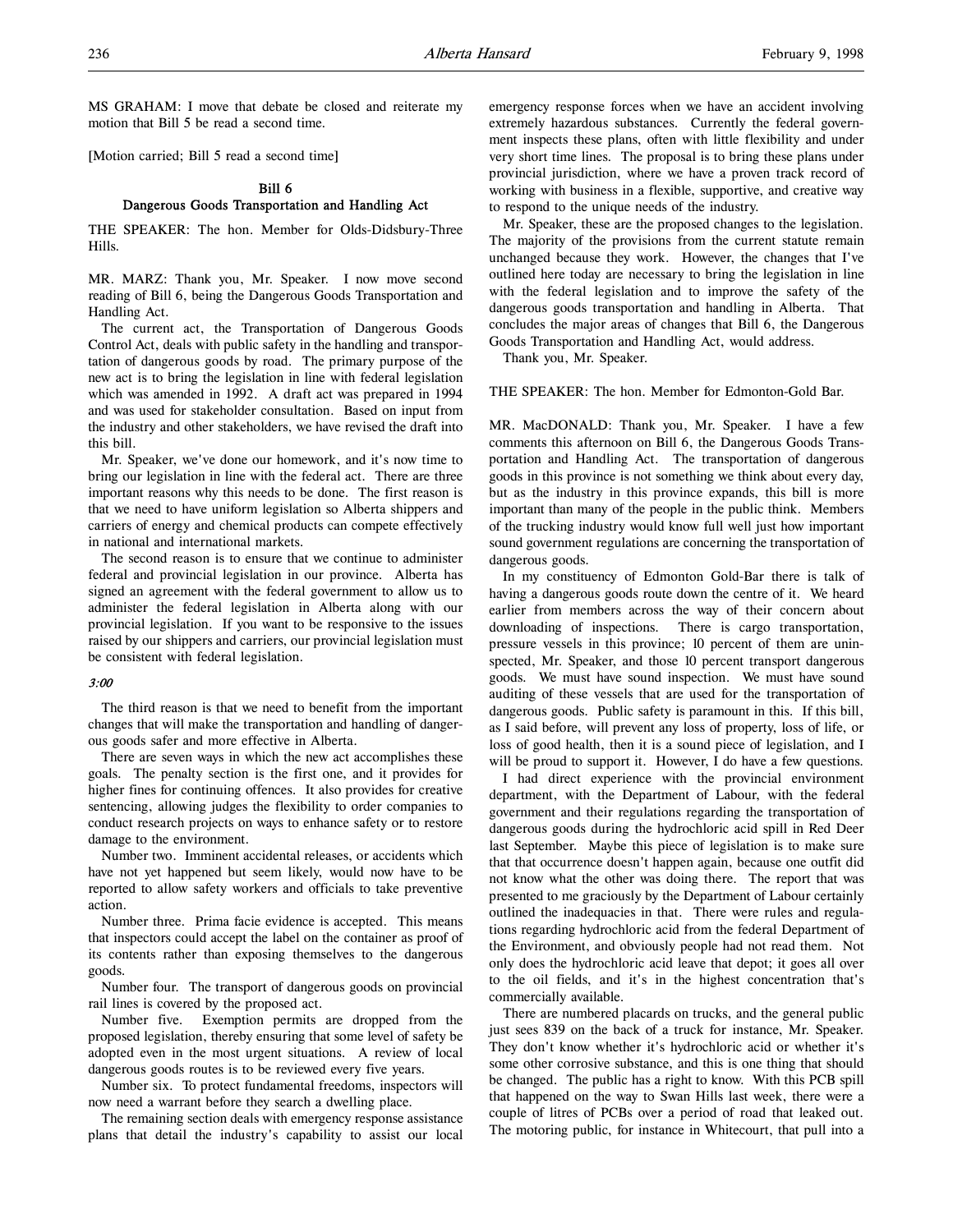MS GRAHAM: I move that debate be closed and reiterate my motion that Bill 5 be read a second time.

[Motion carried; Bill 5 read a second time]

## Bill 6
## Dangerous Goods Transportation and Handling Act

THE SPEAKER: The hon. Member for Olds-Didsbury-Three Hills.

MR. MARZ: Thank you, Mr. Speaker. I now move second reading of Bill 6, being the Dangerous Goods Transportation and Handling Act.

The current act, the Transportation of Dangerous Goods Control Act, deals with public safety in the handling and transportation of dangerous goods by road. The primary purpose of the new act is to bring the legislation in line with federal legislation which was amended in 1992. A draft act was prepared in 1994 and was used for stakeholder consultation. Based on input from the industry and other stakeholders, we have revised the draft into this bill.

Mr. Speaker, we've done our homework, and it's now time to bring our legislation in line with the federal act. There are three important reasons why this needs to be done. The first reason is that we need to have uniform legislation so Alberta shippers and carriers of energy and chemical products can compete effectively in national and international markets.

The second reason is to ensure that we continue to administer federal and provincial legislation in our province. Alberta has signed an agreement with the federal government to allow us to administer the federal legislation in Alberta along with our provincial legislation. If you want to be responsive to the issues raised by our shippers and carriers, our provincial legislation must be consistent with federal legislation.

*3:00*

The third reason is that we need to benefit from the important changes that will make the transportation and handling of dangerous goods safer and more effective in Alberta.

There are seven ways in which the new act accomplishes these goals. The penalty section is the first one, and it provides for higher fines for continuing offences. It also provides for creative sentencing, allowing judges the flexibility to order companies to conduct research projects on ways to enhance safety or to restore damage to the environment.

Number two. Imminent accidental releases, or accidents which have not yet happened but seem likely, would now have to be reported to allow safety workers and officials to take preventive action.

Number three. Prima facie evidence is accepted. This means that inspectors could accept the label on the container as proof of its contents rather than exposing themselves to the dangerous goods.

Number four. The transport of dangerous goods on provincial rail lines is covered by the proposed act.

Number five. Exemption permits are dropped from the proposed legislation, thereby ensuring that some level of safety be adopted even in the most urgent situations. A review of local dangerous goods routes is to be reviewed every five years.

Number six. To protect fundamental freedoms, inspectors will now need a warrant before they search a dwelling place.

The remaining section deals with emergency response assistance plans that detail the industry's capability to assist our local emergency response forces when we have an accident involving extremely hazardous substances. Currently the federal government inspects these plans, often with little flexibility and under very short time lines. The proposal is to bring these plans under provincial jurisdiction, where we have a proven track record of working with business in a flexible, supportive, and creative way to respond to the unique needs of the industry.

Mr. Speaker, these are the proposed changes to the legislation. The majority of the provisions from the current statute remain unchanged because they work. However, the changes that I've outlined here today are necessary to bring the legislation in line with the federal legislation and to improve the safety of the dangerous goods transportation and handling in Alberta. That concludes the major areas of changes that Bill 6, the Dangerous Goods Transportation and Handling Act, would address.

Thank you, Mr. Speaker.

THE SPEAKER: The hon. Member for Edmonton-Gold Bar.

MR. MacDONALD: Thank you, Mr. Speaker. I have a few comments this afternoon on Bill 6, the Dangerous Goods Transportation and Handling Act. The transportation of dangerous goods in this province is not something we think about every day, but as the industry in this province expands, this bill is more important than many of the people in the public think. Members of the trucking industry would know full well just how important sound government regulations are concerning the transportation of dangerous goods.

In my constituency of Edmonton Gold-Bar there is talk of having a dangerous goods route down the centre of it. We heard earlier from members across the way of their concern about downloading of inspections. There is cargo transportation, pressure vessels in this province; 10 percent of them are uninspected, Mr. Speaker, and those 10 percent transport dangerous goods. We must have sound inspection. We must have sound auditing of these vessels that are used for the transportation of dangerous goods. Public safety is paramount in this. If this bill, as I said before, will prevent any loss of property, loss of life, or loss of good health, then it is a sound piece of legislation, and I will be proud to support it. However, I do have a few questions.

I had direct experience with the provincial environment department, with the Department of Labour, with the federal government and their regulations regarding the transportation of dangerous goods during the hydrochloric acid spill in Red Deer last September. Maybe this piece of legislation is to make sure that that occurrence doesn't happen again, because one outfit did not know what the other was doing there. The report that was presented to me graciously by the Department of Labour certainly outlined the inadequacies in that. There were rules and regulations regarding hydrochloric acid from the federal Department of the Environment, and obviously people had not read them. Not only does the hydrochloric acid leave that depot; it goes all over to the oil fields, and it's in the highest concentration that's commercially available.

There are numbered placards on trucks, and the general public just sees 839 on the back of a truck for instance, Mr. Speaker. They don't know whether it's hydrochloric acid or whether it's some other corrosive substance, and this is one thing that should be changed. The public has a right to know. With this PCB spill that happened on the way to Swan Hills last week, there were a couple of litres of PCBs over a period of road that leaked out. The motoring public, for instance in Whitecourt, that pull into a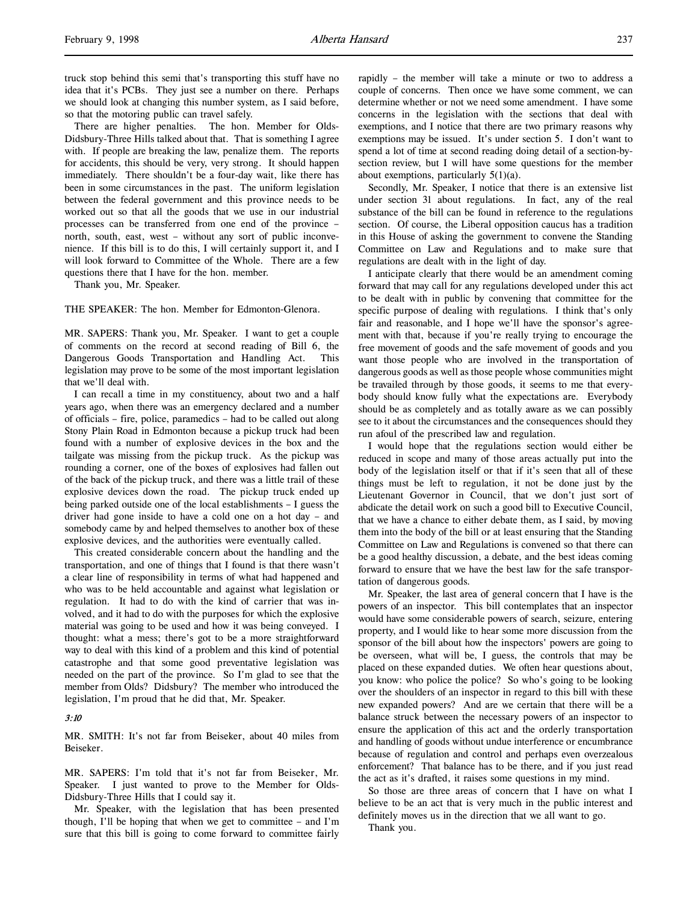truck stop behind this semi that's transporting this stuff have no idea that it's PCBs. They just see a number on there. Perhaps we should look at changing this number system, as I said before, so that the motoring public can travel safely.

There are higher penalties. The hon. Member for Olds-Didsbury-Three Hills talked about that. That is something I agree with. If people are breaking the law, penalize them. The reports for accidents, this should be very, very strong. It should happen immediately. There shouldn't be a four-day wait, like there has been in some circumstances in the past. The uniform legislation between the federal government and this province needs to be worked out so that all the goods that we use in our industrial processes can be transferred from one end of the province – north, south, east, west – without any sort of public inconvenience. If this bill is to do this, I will certainly support it, and I will look forward to Committee of the Whole. There are a few questions there that I have for the hon. member.

Thank you, Mr. Speaker.

THE SPEAKER: The hon. Member for Edmonton-Glenora.

MR. SAPERS: Thank you, Mr. Speaker. I want to get a couple of comments on the record at second reading of Bill 6, the Dangerous Goods Transportation and Handling Act. This legislation may prove to be some of the most important legislation that we'll deal with.

I can recall a time in my constituency, about two and a half years ago, when there was an emergency declared and a number of officials – fire, police, paramedics – had to be called out along Stony Plain Road in Edmonton because a pickup truck had been found with a number of explosive devices in the box and the tailgate was missing from the pickup truck. As the pickup was rounding a corner, one of the boxes of explosives had fallen out of the back of the pickup truck, and there was a little trail of these explosive devices down the road. The pickup truck ended up being parked outside one of the local establishments – I guess the driver had gone inside to have a cold one on a hot day – and somebody came by and helped themselves to another box of these explosive devices, and the authorities were eventually called.

This created considerable concern about the handling and the transportation, and one of things that I found is that there wasn't a clear line of responsibility in terms of what had happened and who was to be held accountable and against what legislation or regulation. It had to do with the kind of carrier that was involved, and it had to do with the purposes for which the explosive material was going to be used and how it was being conveyed. I thought: what a mess; there's got to be a more straightforward way to deal with this kind of a problem and this kind of potential catastrophe and that some good preventative legislation was needed on the part of the province. So I'm glad to see that the member from Olds? Didsbury? The member who introduced the legislation, I'm proud that he did that, Mr. Speaker.

*3:10*

MR. SMITH: It's not far from Beiseker, about 40 miles from Beiseker.

MR. SAPERS: I'm told that it's not far from Beiseker, Mr. Speaker. I just wanted to prove to the Member for Olds-Didsbury-Three Hills that I could say it.

Mr. Speaker, with the legislation that has been presented though, I'll be hoping that when we get to committee – and I'm sure that this bill is going to come forward to committee fairly rapidly – the member will take a minute or two to address a couple of concerns. Then once we have some comment, we can determine whether or not we need some amendment. I have some concerns in the legislation with the sections that deal with exemptions, and I notice that there are two primary reasons why exemptions may be issued. It's under section 5. I don't want to spend a lot of time at second reading doing detail of a section-by-section review, but I will have some questions for the member about exemptions, particularly 5(1)(a).

Secondly, Mr. Speaker, I notice that there is an extensive list under section 31 about regulations. In fact, any of the real substance of the bill can be found in reference to the regulations section. Of course, the Liberal opposition caucus has a tradition in this House of asking the government to convene the Standing Committee on Law and Regulations and to make sure that regulations are dealt with in the light of day.

I anticipate clearly that there would be an amendment coming forward that may call for any regulations developed under this act to be dealt with in public by convening that committee for the specific purpose of dealing with regulations. I think that's only fair and reasonable, and I hope we'll have the sponsor's agreement with that, because if you're really trying to encourage the free movement of goods and the safe movement of goods and you want those people who are involved in the transportation of dangerous goods as well as those people whose communities might be travailed through by those goods, it seems to me that everybody should know fully what the expectations are. Everybody should be as completely and as totally aware as we can possibly see to it about the circumstances and the consequences should they run afoul of the prescribed law and regulation.

I would hope that the regulations section would either be reduced in scope and many of those areas actually put into the body of the legislation itself or that if it's seen that all of these things must be left to regulation, it not be done just by the Lieutenant Governor in Council, that we don't just sort of abdicate the detail work on such a good bill to Executive Council, that we have a chance to either debate them, as I said, by moving them into the body of the bill or at least ensuring that the Standing Committee on Law and Regulations is convened so that there can be a good healthy discussion, a debate, and the best ideas coming forward to ensure that we have the best law for the safe transportation of dangerous goods.

Mr. Speaker, the last area of general concern that I have is the powers of an inspector. This bill contemplates that an inspector would have some considerable powers of search, seizure, entering property, and I would like to hear some more discussion from the sponsor of the bill about how the inspectors' powers are going to be overseen, what will be, I guess, the controls that may be placed on these expanded duties. We often hear questions about, you know: who police the police? So who's going to be looking over the shoulders of an inspector in regard to this bill with these new expanded powers? And are we certain that there will be a balance struck between the necessary powers of an inspector to ensure the application of this act and the orderly transportation and handling of goods without undue interference or encumbrance because of regulation and control and perhaps even overzealous enforcement? That balance has to be there, and if you just read the act as it's drafted, it raises some questions in my mind.

So those are three areas of concern that I have on what I believe to be an act that is very much in the public interest and definitely moves us in the direction that we all want to go.

Thank you.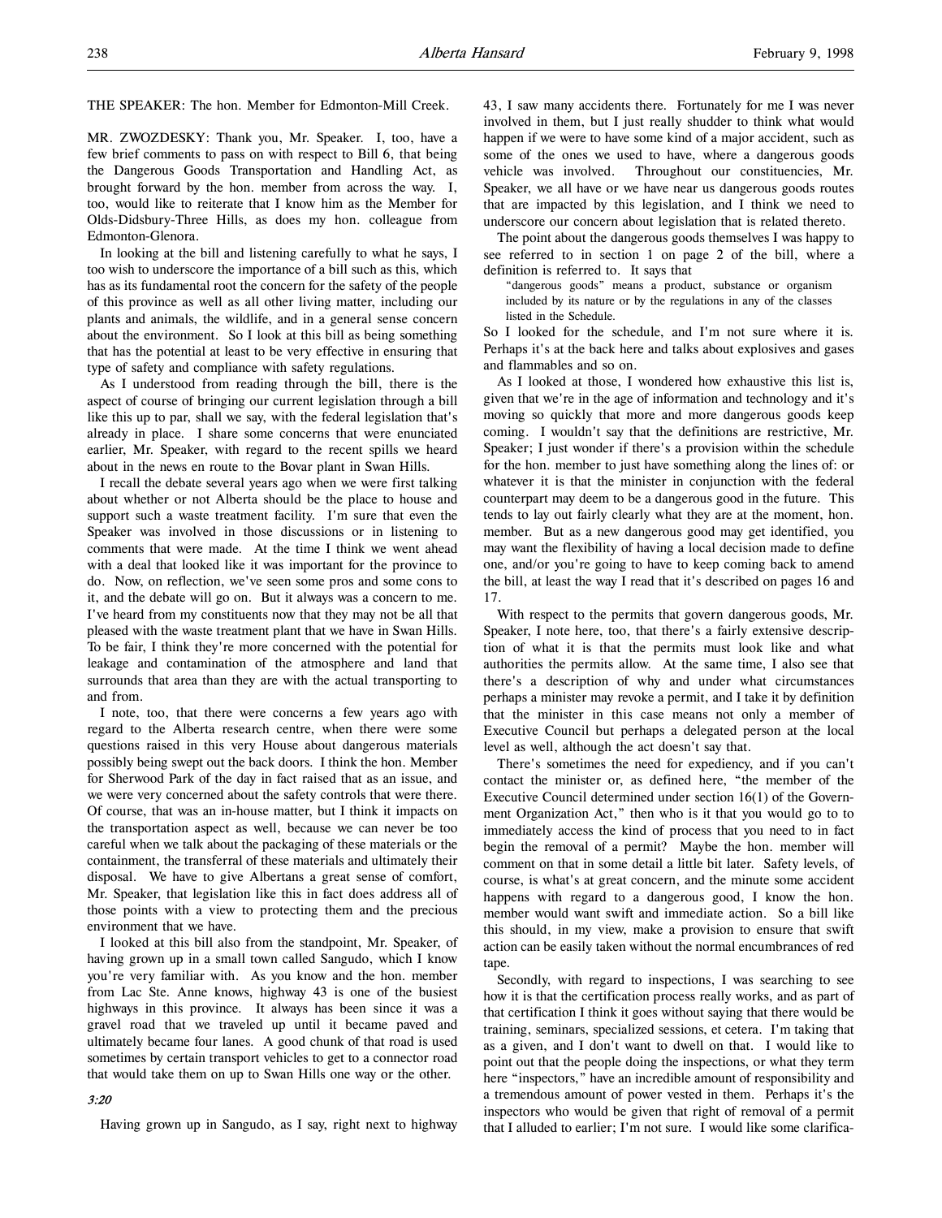THE SPEAKER: The hon. Member for Edmonton-Mill Creek.

MR. ZWOZDESKY: Thank you, Mr. Speaker. I, too, have a few brief comments to pass on with respect to Bill 6, that being the Dangerous Goods Transportation and Handling Act, as brought forward by the hon. member from across the way. I, too, would like to reiterate that I know him as the Member for Olds-Didsbury-Three Hills, as does my hon. colleague from Edmonton-Glenora.

In looking at the bill and listening carefully to what he says, I too wish to underscore the importance of a bill such as this, which has as its fundamental root the concern for the safety of the people of this province as well as all other living matter, including our plants and animals, the wildlife, and in a general sense concern about the environment. So I look at this bill as being something that has the potential at least to be very effective in ensuring that type of safety and compliance with safety regulations.

As I understood from reading through the bill, there is the aspect of course of bringing our current legislation through a bill like this up to par, shall we say, with the federal legislation that's already in place. I share some concerns that were enunciated earlier, Mr. Speaker, with regard to the recent spills we heard about in the news en route to the Bovar plant in Swan Hills.

I recall the debate several years ago when we were first talking about whether or not Alberta should be the place to house and support such a waste treatment facility. I'm sure that even the Speaker was involved in those discussions or in listening to comments that were made. At the time I think we went ahead with a deal that looked like it was important for the province to do. Now, on reflection, we've seen some pros and some cons to it, and the debate will go on. But it always was a concern to me. I've heard from my constituents now that they may not be all that pleased with the waste treatment plant that we have in Swan Hills. To be fair, I think they're more concerned with the potential for leakage and contamination of the atmosphere and land that surrounds that area than they are with the actual transporting to and from.

I note, too, that there were concerns a few years ago with regard to the Alberta research centre, when there were some questions raised in this very House about dangerous materials possibly being swept out the back doors. I think the hon. Member for Sherwood Park of the day in fact raised that as an issue, and we were very concerned about the safety controls that were there. Of course, that was an in-house matter, but I think it impacts on the transportation aspect as well, because we can never be too careful when we talk about the packaging of these materials or the containment, the transferral of these materials and ultimately their disposal. We have to give Albertans a great sense of comfort, Mr. Speaker, that legislation like this in fact does address all of those points with a view to protecting them and the precious environment that we have.

I looked at this bill also from the standpoint, Mr. Speaker, of having grown up in a small town called Sangudo, which I know you're very familiar with. As you know and the hon. member from Lac Ste. Anne knows, highway 43 is one of the busiest highways in this province. It always has been since it was a gravel road that we traveled up until it became paved and ultimately became four lanes. A good chunk of that road is used sometimes by certain transport vehicles to get to a connector road that would take them on up to Swan Hills one way or the other.

*3:20*

Having grown up in Sangudo, as I say, right next to highway 43, I saw many accidents there. Fortunately for me I was never involved in them, but I just really shudder to think what would happen if we were to have some kind of a major accident, such as some of the ones we used to have, where a dangerous goods vehicle was involved. Throughout our constituencies, Mr. Speaker, we all have or we have near us dangerous goods routes that are impacted by this legislation, and I think we need to underscore our concern about legislation that is related thereto.

The point about the dangerous goods themselves I was happy to see referred to in section 1 on page 2 of the bill, where a definition is referred to. It says that

> "dangerous goods" means a product, substance or organism included by its nature or by the regulations in any of the classes listed in the Schedule.

So I looked for the schedule, and I'm not sure where it is. Perhaps it's at the back here and talks about explosives and gases and flammables and so on.

As I looked at those, I wondered how exhaustive this list is, given that we're in the age of information and technology and it's moving so quickly that more and more dangerous goods keep coming. I wouldn't say that the definitions are restrictive, Mr. Speaker; I just wonder if there's a provision within the schedule for the hon. member to just have something along the lines of: or whatever it is that the minister in conjunction with the federal counterpart may deem to be a dangerous good in the future. This tends to lay out fairly clearly what they are at the moment, hon. member. But as a new dangerous good may get identified, you may want the flexibility of having a local decision made to define one, and/or you're going to have to keep coming back to amend the bill, at least the way I read that it's described on pages 16 and 17.

With respect to the permits that govern dangerous goods, Mr. Speaker, I note here, too, that there's a fairly extensive description of what it is that the permits must look like and what authorities the permits allow. At the same time, I also see that there's a description of why and under what circumstances perhaps a minister may revoke a permit, and I take it by definition that the minister in this case means not only a member of Executive Council but perhaps a delegated person at the local level as well, although the act doesn't say that.

There's sometimes the need for expediency, and if you can't contact the minister or, as defined here, "the member of the Executive Council determined under section 16(1) of the Government Organization Act," then who is it that you would go to to immediately access the kind of process that you need to in fact begin the removal of a permit? Maybe the hon. member will comment on that in some detail a little bit later. Safety levels, of course, is what's at great concern, and the minute some accident happens with regard to a dangerous good, I know the hon. member would want swift and immediate action. So a bill like this should, in my view, make a provision to ensure that swift action can be easily taken without the normal encumbrances of red tape.

Secondly, with regard to inspections, I was searching to see how it is that the certification process really works, and as part of that certification I think it goes without saying that there would be training, seminars, specialized sessions, et cetera. I'm taking that as a given, and I don't want to dwell on that. I would like to point out that the people doing the inspections, or what they term here "inspectors," have an incredible amount of responsibility and a tremendous amount of power vested in them. Perhaps it's the inspectors who would be given that right of removal of a permit that I alluded to earlier; I'm not sure. I would like some clarifica-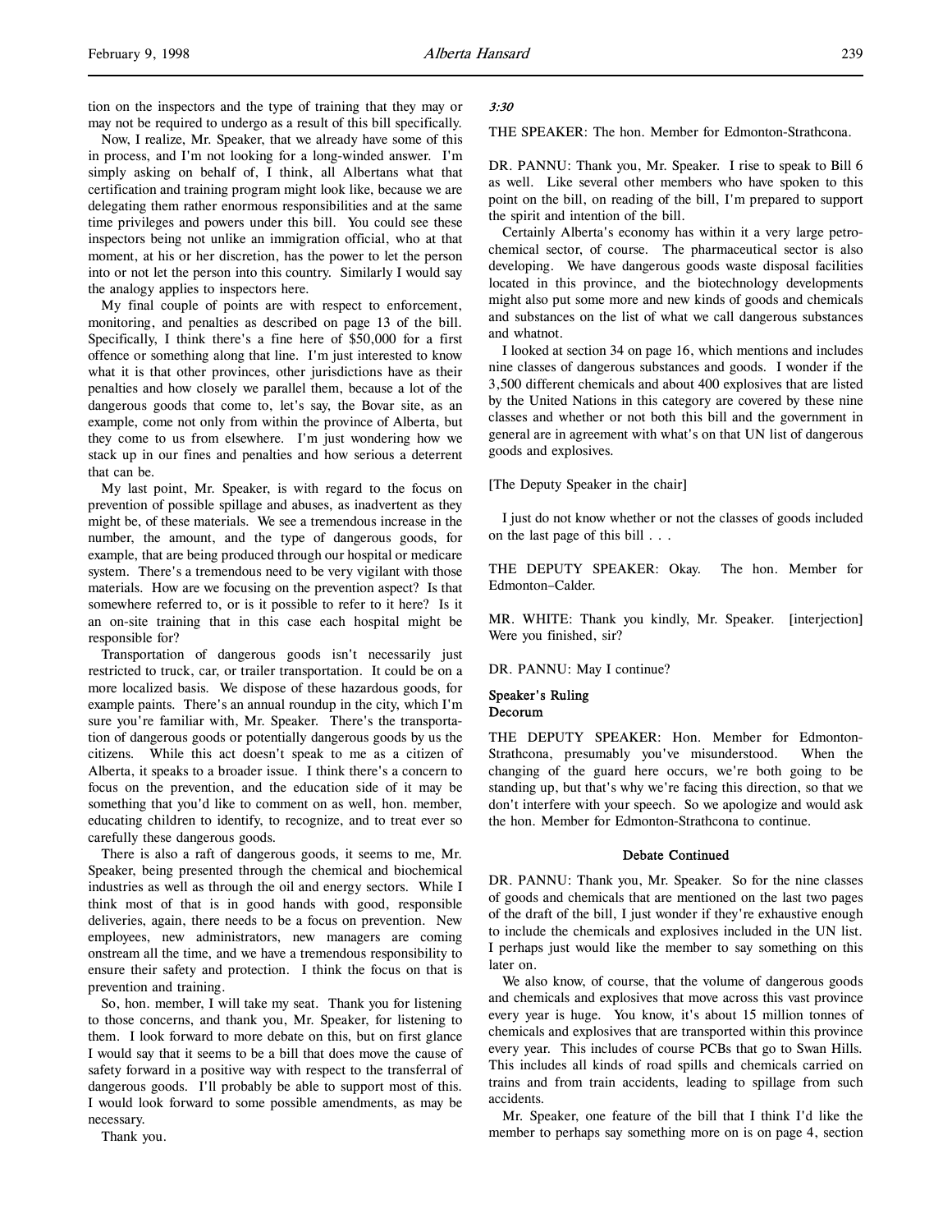tion on the inspectors and the type of training that they may or may not be required to undergo as a result of this bill specifically.

Now, I realize, Mr. Speaker, that we already have some of this in process, and I'm not looking for a long-winded answer. I'm simply asking on behalf of, I think, all Albertans what that certification and training program might look like, because we are delegating them rather enormous responsibilities and at the same time privileges and powers under this bill. You could see these inspectors being not unlike an immigration official, who at that moment, at his or her discretion, has the power to let the person into or not let the person into this country. Similarly I would say the analogy applies to inspectors here.

My final couple of points are with respect to enforcement, monitoring, and penalties as described on page 13 of the bill. Specifically, I think there's a fine here of $50,000 for a first offence or something along that line. I'm just interested to know what it is that other provinces, other jurisdictions have as their penalties and how closely we parallel them, because a lot of the dangerous goods that come to, let's say, the Bovar site, as an example, come not only from within the province of Alberta, but they come to us from elsewhere. I'm just wondering how we stack up in our fines and penalties and how serious a deterrent that can be.

My last point, Mr. Speaker, is with regard to the focus on prevention of possible spillage and abuses, as inadvertent as they might be, of these materials. We see a tremendous increase in the number, the amount, and the type of dangerous goods, for example, that are being produced through our hospital or medicare system. There's a tremendous need to be very vigilant with those materials. How are we focusing on the prevention aspect? Is that somewhere referred to, or is it possible to refer to it here? Is it an on-site training that in this case each hospital might be responsible for?

Transportation of dangerous goods isn't necessarily just restricted to truck, car, or trailer transportation. It could be on a more localized basis. We dispose of these hazardous goods, for example paints. There's an annual roundup in the city, which I'm sure you're familiar with, Mr. Speaker. There's the transportation of dangerous goods or potentially dangerous goods by us the citizens. While this act doesn't speak to me as a citizen of Alberta, it speaks to a broader issue. I think there's a concern to focus on the prevention, and the education side of it may be something that you'd like to comment on as well, hon. member, educating children to identify, to recognize, and to treat ever so carefully these dangerous goods.

There is also a raft of dangerous goods, it seems to me, Mr. Speaker, being presented through the chemical and biochemical industries as well as through the oil and energy sectors. While I think most of that is in good hands with good, responsible deliveries, again, there needs to be a focus on prevention. New employees, new administrators, new managers are coming onstream all the time, and we have a tremendous responsibility to ensure their safety and protection. I think the focus on that is prevention and training.

So, hon. member, I will take my seat. Thank you for listening to those concerns, and thank you, Mr. Speaker, for listening to them. I look forward to more debate on this, but on first glance I would say that it seems to be a bill that does move the cause of safety forward in a positive way with respect to the transferral of dangerous goods. I'll probably be able to support most of this. I would look forward to some possible amendments, as may be necessary.

Thank you.

*3:30*

THE SPEAKER: The hon. Member for Edmonton-Strathcona.

DR. PANNU: Thank you, Mr. Speaker. I rise to speak to Bill 6 as well. Like several other members who have spoken to this point on the bill, on reading of the bill, I'm prepared to support the spirit and intention of the bill.

Certainly Alberta's economy has within it a very large petrochemical sector, of course. The pharmaceutical sector is also developing. We have dangerous goods waste disposal facilities located in this province, and the biotechnology developments might also put some more and new kinds of goods and chemicals and substances on the list of what we call dangerous substances and whatnot.

I looked at section 34 on page 16, which mentions and includes nine classes of dangerous substances and goods. I wonder if the 3,500 different chemicals and about 400 explosives that are listed by the United Nations in this category are covered by these nine classes and whether or not both this bill and the government in general are in agreement with what's on that UN list of dangerous goods and explosives.

[The Deputy Speaker in the chair]

I just do not know whether or not the classes of goods included on the last page of this bill . . .

THE DEPUTY SPEAKER: Okay. The hon. Member for Edmonton-Calder.

MR. WHITE: Thank you kindly, Mr. Speaker. [interjection] Were you finished, sir?

DR. PANNU: May I continue?

### Speaker's Ruling
### Decorum

THE DEPUTY SPEAKER: Hon. Member for Edmonton-Strathcona, presumably you've misunderstood. When the changing of the guard here occurs, we're both going to be standing up, but that's why we're facing this direction, so that we don't interfere with your speech. So we apologize and would ask the hon. Member for Edmonton-Strathcona to continue.

### Debate Continued

DR. PANNU: Thank you, Mr. Speaker. So for the nine classes of goods and chemicals that are mentioned on the last two pages of the draft of the bill, I just wonder if they're exhaustive enough to include the chemicals and explosives included in the UN list. I perhaps just would like the member to say something on this later on.

We also know, of course, that the volume of dangerous goods and chemicals and explosives that move across this vast province every year is huge. You know, it's about 15 million tonnes of chemicals and explosives that are transported within this province every year. This includes of course PCBs that go to Swan Hills. This includes all kinds of road spills and chemicals carried on trains and from train accidents, leading to spillage from such accidents.

Mr. Speaker, one feature of the bill that I think I'd like the member to perhaps say something more on is on page 4, section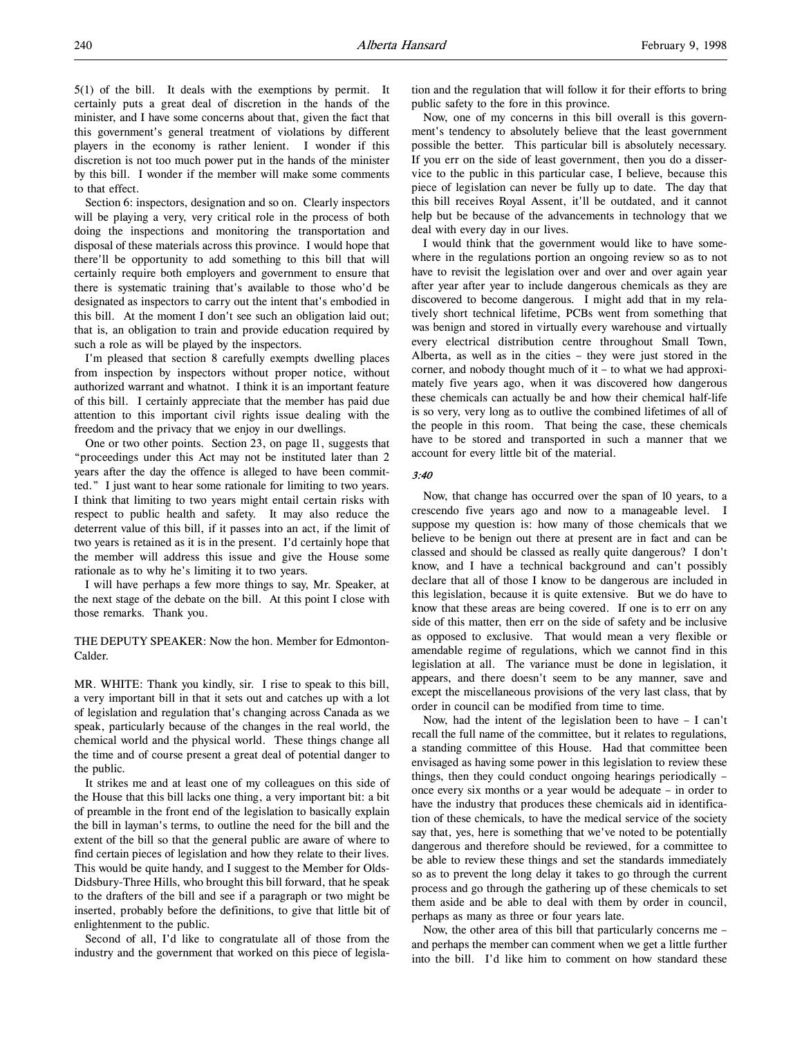5(1) of the bill. It deals with the exemptions by permit. It certainly puts a great deal of discretion in the hands of the minister, and I have some concerns about that, given the fact that this government's general treatment of violations by different players in the economy is rather lenient. I wonder if this discretion is not too much power put in the hands of the minister by this bill. I wonder if the member will make some comments to that effect.

Section 6: inspectors, designation and so on. Clearly inspectors will be playing a very, very critical role in the process of both doing the inspections and monitoring the transportation and disposal of these materials across this province. I would hope that there'll be opportunity to add something to this bill that will certainly require both employers and government to ensure that there is systematic training that's available to those who'd be designated as inspectors to carry out the intent that's embodied in this bill. At the moment I don't see such an obligation laid out; that is, an obligation to train and provide education required by such a role as will be played by the inspectors.

I'm pleased that section 8 carefully exempts dwelling places from inspection by inspectors without proper notice, without authorized warrant and whatnot. I think it is an important feature of this bill. I certainly appreciate that the member has paid due attention to this important civil rights issue dealing with the freedom and the privacy that we enjoy in our dwellings.

One or two other points. Section 23, on page 11, suggests that "proceedings under this Act may not be instituted later than 2 years after the day the offence is alleged to have been committed." I just want to hear some rationale for limiting to two years. I think that limiting to two years might entail certain risks with respect to public health and safety. It may also reduce the deterrent value of this bill, if it passes into an act, if the limit of two years is retained as it is in the present. I'd certainly hope that the member will address this issue and give the House some rationale as to why he's limiting it to two years.

I will have perhaps a few more things to say, Mr. Speaker, at the next stage of the debate on the bill. At this point I close with those remarks. Thank you.

THE DEPUTY SPEAKER: Now the hon. Member for Edmonton-Calder.

MR. WHITE: Thank you kindly, sir. I rise to speak to this bill, a very important bill in that it sets out and catches up with a lot of legislation and regulation that's changing across Canada as we speak, particularly because of the changes in the real world, the chemical world and the physical world. These things change all the time and of course present a great deal of potential danger to the public.

It strikes me and at least one of my colleagues on this side of the House that this bill lacks one thing, a very important bit: a bit of preamble in the front end of the legislation to basically explain the bill in layman's terms, to outline the need for the bill and the extent of the bill so that the general public are aware of where to find certain pieces of legislation and how they relate to their lives. This would be quite handy, and I suggest to the Member for Olds-Didsbury-Three Hills, who brought this bill forward, that he speak to the drafters of the bill and see if a paragraph or two might be inserted, probably before the definitions, to give that little bit of enlightenment to the public.

Second of all, I'd like to congratulate all of those from the industry and the government that worked on this piece of legislation and the regulation that will follow it for their efforts to bring public safety to the fore in this province.

Now, one of my concerns in this bill overall is this government's tendency to absolutely believe that the least government possible the better. This particular bill is absolutely necessary. If you err on the side of least government, then you do a disservice to the public in this particular case, I believe, because this piece of legislation can never be fully up to date. The day that this bill receives Royal Assent, it'll be outdated, and it cannot help but be because of the advancements in technology that we deal with every day in our lives.

I would think that the government would like to have somewhere in the regulations portion an ongoing review so as to not have to revisit the legislation over and over and over again year after year after year to include dangerous chemicals as they are discovered to become dangerous. I might add that in my relatively short technical lifetime, PCBs went from something that was benign and stored in virtually every warehouse and virtually every electrical distribution centre throughout Small Town, Alberta, as well as in the cities – they were just stored in the corner, and nobody thought much of it – to what we had approximately five years ago, when it was discovered how dangerous these chemicals can actually be and how their chemical half-life is so very, very long as to outlive the combined lifetimes of all of the people in this room. That being the case, these chemicals have to be stored and transported in such a manner that we account for every little bit of the material.

*3:40*

Now, that change has occurred over the span of 10 years, to a crescendo five years ago and now to a manageable level. I suppose my question is: how many of those chemicals that we believe to be benign out there at present are in fact and can be classed and should be classed as really quite dangerous? I don't know, and I have a technical background and can't possibly declare that all of those I know to be dangerous are included in this legislation, because it is quite extensive. But we do have to know that these areas are being covered. If one is to err on any side of this matter, then err on the side of safety and be inclusive as opposed to exclusive. That would mean a very flexible or amendable regime of regulations, which we cannot find in this legislation at all. The variance must be done in legislation, it appears, and there doesn't seem to be any manner, save and except the miscellaneous provisions of the very last class, that by order in council can be modified from time to time.

Now, had the intent of the legislation been to have – I can't recall the full name of the committee, but it relates to regulations, a standing committee of this House. Had that committee been envisaged as having some power in this legislation to review these things, then they could conduct ongoing hearings periodically – once every six months or a year would be adequate – in order to have the industry that produces these chemicals aid in identification of these chemicals, to have the medical service of the society say that, yes, here is something that we've noted to be potentially dangerous and therefore should be reviewed, for a committee to be able to review these things and set the standards immediately so as to prevent the long delay it takes to go through the current process and go through the gathering up of these chemicals to set them aside and be able to deal with them by order in council, perhaps as many as three or four years late.

Now, the other area of this bill that particularly concerns me – and perhaps the member can comment when we get a little further into the bill. I'd like him to comment on how standard these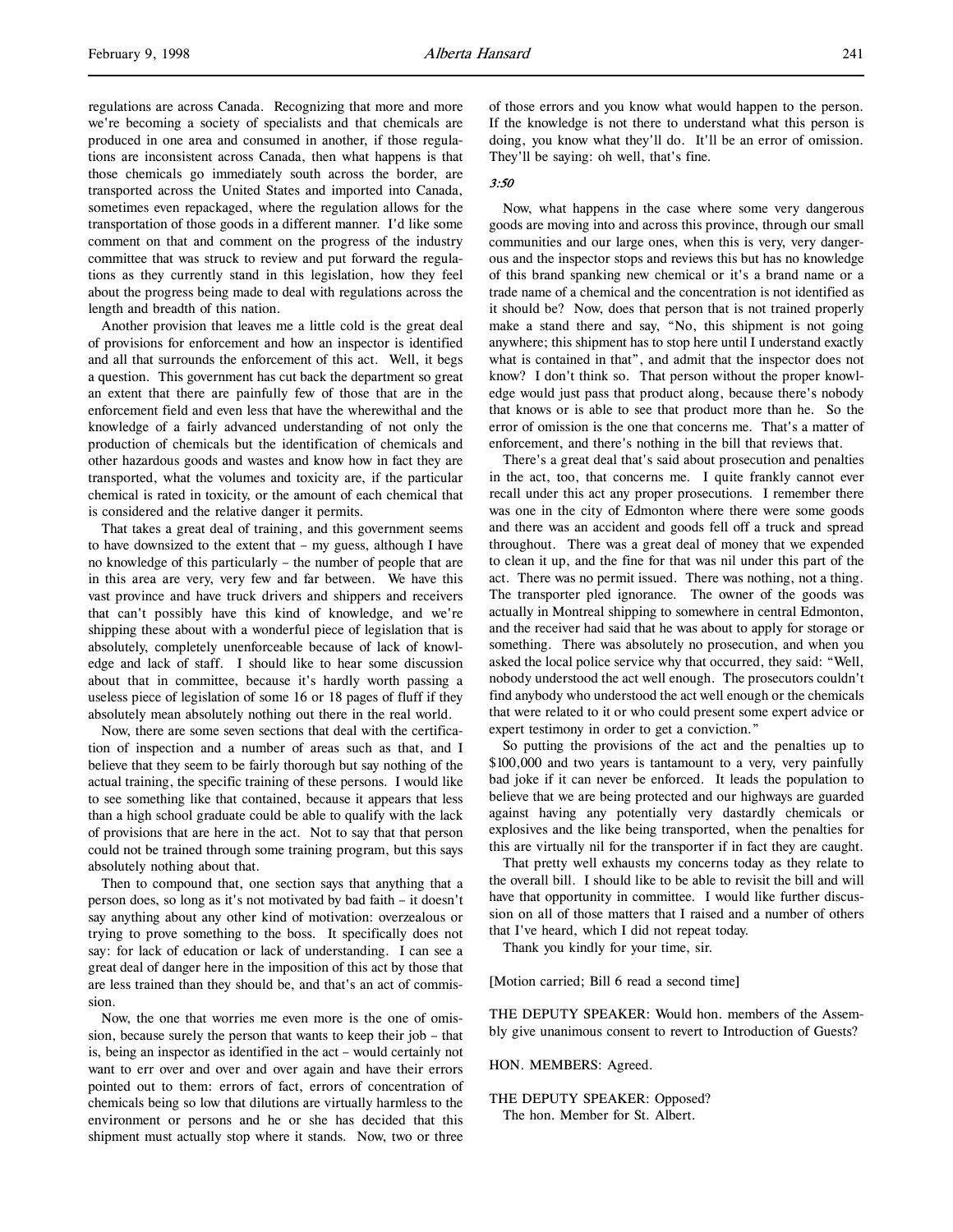regulations are across Canada. Recognizing that more and more we're becoming a society of specialists and that chemicals are produced in one area and consumed in another, if those regulations are inconsistent across Canada, then what happens is that those chemicals go immediately south across the border, are transported across the United States and imported into Canada, sometimes even repackaged, where the regulation allows for the transportation of those goods in a different manner. I'd like some comment on that and comment on the progress of the industry committee that was struck to review and put forward the regulations as they currently stand in this legislation, how they feel about the progress being made to deal with regulations across the length and breadth of this nation.

Another provision that leaves me a little cold is the great deal of provisions for enforcement and how an inspector is identified and all that surrounds the enforcement of this act. Well, it begs a question. This government has cut back the department so great an extent that there are painfully few of those that are in the enforcement field and even less that have the wherewithal and the knowledge of a fairly advanced understanding of not only the production of chemicals but the identification of chemicals and other hazardous goods and wastes and know how in fact they are transported, what the volumes and toxicity are, if the particular chemical is rated in toxicity, or the amount of each chemical that is considered and the relative danger it permits.

That takes a great deal of training, and this government seems to have downsized to the extent that – my guess, although I have no knowledge of this particularly – the number of people that are in this area are very, very few and far between. We have this vast province and have truck drivers and shippers and receivers that can't possibly have this kind of knowledge, and we're shipping these about with a wonderful piece of legislation that is absolutely, completely unenforceable because of lack of knowledge and lack of staff. I should like to hear some discussion about that in committee, because it's hardly worth passing a useless piece of legislation of some 16 or 18 pages of fluff if they absolutely mean absolutely nothing out there in the real world.

Now, there are some seven sections that deal with the certification of inspection and a number of areas such as that, and I believe that they seem to be fairly thorough but say nothing of the actual training, the specific training of these persons. I would like to see something like that contained, because it appears that less than a high school graduate could be able to qualify with the lack of provisions that are here in the act. Not to say that that person could not be trained through some training program, but this says absolutely nothing about that.

Then to compound that, one section says that anything that a person does, so long as it's not motivated by bad faith – it doesn't say anything about any other kind of motivation: overzealous or trying to prove something to the boss. It specifically does not say: for lack of education or lack of understanding. I can see a great deal of danger here in the imposition of this act by those that are less trained than they should be, and that's an act of commission.

Now, the one that worries me even more is the one of omission, because surely the person that wants to keep their job – that is, being an inspector as identified in the act – would certainly not want to err over and over and over again and have their errors pointed out to them: errors of fact, errors of concentration of chemicals being so low that dilutions are virtually harmless to the environment or persons and he or she has decided that this shipment must actually stop where it stands. Now, two or three of those errors and you know what would happen to the person. If the knowledge is not there to understand what this person is doing, you know what they'll do. It'll be an error of omission. They'll be saying: oh well, that's fine.

*3:50*

Now, what happens in the case where some very dangerous goods are moving into and across this province, through our small communities and our large ones, when this is very, very dangerous and the inspector stops and reviews this but has no knowledge of this brand spanking new chemical or it's a brand name or a trade name of a chemical and the concentration is not identified as it should be? Now, does that person that is not trained properly make a stand there and say, "No, this shipment is not going anywhere; this shipment has to stop here until I understand exactly what is contained in that", and admit that the inspector does not know? I don't think so. That person without the proper knowledge would just pass that product along, because there's nobody that knows or is able to see that product more than he. So the error of omission is the one that concerns me. That's a matter of enforcement, and there's nothing in the bill that reviews that.

There's a great deal that's said about prosecution and penalties in the act, too, that concerns me. I quite frankly cannot ever recall under this act any proper prosecutions. I remember there was one in the city of Edmonton where there were some goods and there was an accident and goods fell off a truck and spread throughout. There was a great deal of money that we expended to clean it up, and the fine for that was nil under this part of the act. There was no permit issued. There was nothing, not a thing. The transporter pled ignorance. The owner of the goods was actually in Montreal shipping to somewhere in central Edmonton, and the receiver had said that he was about to apply for storage or something. There was absolutely no prosecution, and when you asked the local police service why that occurred, they said: "Well, nobody understood the act well enough. The prosecutors couldn't find anybody who understood the act well enough or the chemicals that were related to it or who could present some expert advice or expert testimony in order to get a conviction."

So putting the provisions of the act and the penalties up to $100,000 and two years is tantamount to a very, very painfully bad joke if it can never be enforced. It leads the population to believe that we are being protected and our highways are guarded against having any potentially very dastardly chemicals or explosives and the like being transported, when the penalties for this are virtually nil for the transporter if in fact they are caught.

That pretty well exhausts my concerns today as they relate to the overall bill. I should like to be able to revisit the bill and will have that opportunity in committee. I would like further discussion on all of those matters that I raised and a number of others that I've heard, which I did not repeat today.

Thank you kindly for your time, sir.

[Motion carried; Bill 6 read a second time]

THE DEPUTY SPEAKER: Would hon. members of the Assembly give unanimous consent to revert to Introduction of Guests?

HON. MEMBERS: Agreed.

THE DEPUTY SPEAKER: Opposed?
The hon. Member for St. Albert.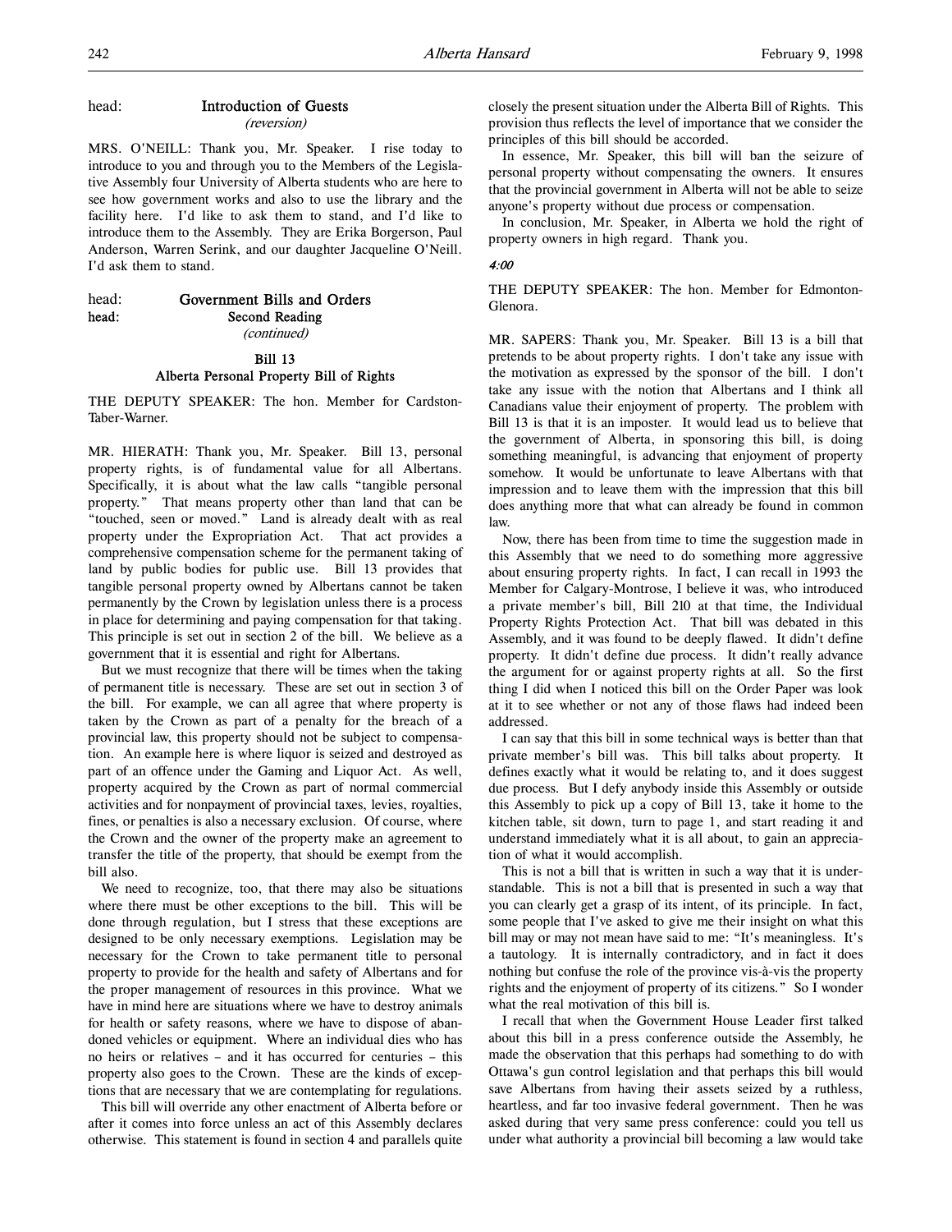head: **Introduction of Guests**
*(reversion)*

MRS. O'NEILL: Thank you, Mr. Speaker. I rise today to introduce to you and through you to the Members of the Legislative Assembly four University of Alberta students who are here to see how government works and also to use the library and the facility here. I'd like to ask them to stand, and I'd like to introduce them to the Assembly. They are Erika Borgerson, Paul Anderson, Warren Serink, and our daughter Jacqueline O'Neill. I'd ask them to stand.

head: **Government Bills and Orders**
head: **Second Reading**
*(continued)*

**Bill 13**
**Alberta Personal Property Bill of Rights**

THE DEPUTY SPEAKER: The hon. Member for Cardston-Taber-Warner.

MR. HIERATH: Thank you, Mr. Speaker. Bill 13, personal property rights, is of fundamental value for all Albertans. Specifically, it is about what the law calls "tangible personal property." That means property other than land that can be "touched, seen or moved." Land is already dealt with as real property under the Expropriation Act. That act provides a comprehensive compensation scheme for the permanent taking of land by public bodies for public use. Bill 13 provides that tangible personal property owned by Albertans cannot be taken permanently by the Crown by legislation unless there is a process in place for determining and paying compensation for that taking. This principle is set out in section 2 of the bill. We believe as a government that it is essential and right for Albertans.

But we must recognize that there will be times when the taking of permanent title is necessary. These are set out in section 3 of the bill. For example, we can all agree that where property is taken by the Crown as part of a penalty for the breach of a provincial law, this property should not be subject to compensation. An example here is where liquor is seized and destroyed as part of an offence under the Gaming and Liquor Act. As well, property acquired by the Crown as part of normal commercial activities and for nonpayment of provincial taxes, levies, royalties, fines, or penalties is also a necessary exclusion. Of course, where the Crown and the owner of the property make an agreement to transfer the title of the property, that should be exempt from the bill also.

We need to recognize, too, that there may also be situations where there must be other exceptions to the bill. This will be done through regulation, but I stress that these exceptions are designed to be only necessary exemptions. Legislation may be necessary for the Crown to take permanent title to personal property to provide for the health and safety of Albertans and for the proper management of resources in this province. What we have in mind here are situations where we have to destroy animals for health or safety reasons, where we have to dispose of abandoned vehicles or equipment. Where an individual dies who has no heirs or relatives – and it has occurred for centuries – this property also goes to the Crown. These are the kinds of exceptions that are necessary that we are contemplating for regulations.

This bill will override any other enactment of Alberta before or after it comes into force unless an act of this Assembly declares otherwise. This statement is found in section 4 and parallels quite closely the present situation under the Alberta Bill of Rights. This provision thus reflects the level of importance that we consider the principles of this bill should be accorded.

In essence, Mr. Speaker, this bill will ban the seizure of personal property without compensating the owners. It ensures that the provincial government in Alberta will not be able to seize anyone's property without due process or compensation.

In conclusion, Mr. Speaker, in Alberta we hold the right of property owners in high regard. Thank you.

*4:00*

THE DEPUTY SPEAKER: The hon. Member for Edmonton-Glenora.

MR. SAPERS: Thank you, Mr. Speaker. Bill 13 is a bill that pretends to be about property rights. I don't take any issue with the motivation as expressed by the sponsor of the bill. I don't take any issue with the notion that Albertans and I think all Canadians value their enjoyment of property. The problem with Bill 13 is that it is an imposter. It would lead us to believe that the government of Alberta, in sponsoring this bill, is doing something meaningful, is advancing that enjoyment of property somehow. It would be unfortunate to leave Albertans with that impression and to leave them with the impression that this bill does anything more that what can already be found in common law.

Now, there has been from time to time the suggestion made in this Assembly that we need to do something more aggressive about ensuring property rights. In fact, I can recall in 1993 the Member for Calgary-Montrose, I believe it was, who introduced a private member's bill, Bill 210 at that time, the Individual Property Rights Protection Act. That bill was debated in this Assembly, and it was found to be deeply flawed. It didn't define property. It didn't define due process. It didn't really advance the argument for or against property rights at all. So the first thing I did when I noticed this bill on the Order Paper was look at it to see whether or not any of those flaws had indeed been addressed.

I can say that this bill in some technical ways is better than that private member's bill was. This bill talks about property. It defines exactly what it would be relating to, and it does suggest due process. But I defy anybody inside this Assembly or outside this Assembly to pick up a copy of Bill 13, take it home to the kitchen table, sit down, turn to page 1, and start reading it and understand immediately what it is all about, to gain an appreciation of what it would accomplish.

This is not a bill that is written in such a way that it is understandable. This is not a bill that is presented in such a way that you can clearly get a grasp of its intent, of its principle. In fact, some people that I've asked to give me their insight on what this bill may or may not mean have said to me: "It's meaningless. It's a tautology. It is internally contradictory, and in fact it does nothing but confuse the role of the province vis-à-vis the property rights and the enjoyment of property of its citizens." So I wonder what the real motivation of this bill is.

I recall that when the Government House Leader first talked about this bill in a press conference outside the Assembly, he made the observation that this perhaps had something to do with Ottawa's gun control legislation and that perhaps this bill would save Albertans from having their assets seized by a ruthless, heartless, and far too invasive federal government. Then he was asked during that very same press conference: could you tell us under what authority a provincial bill becoming a law would take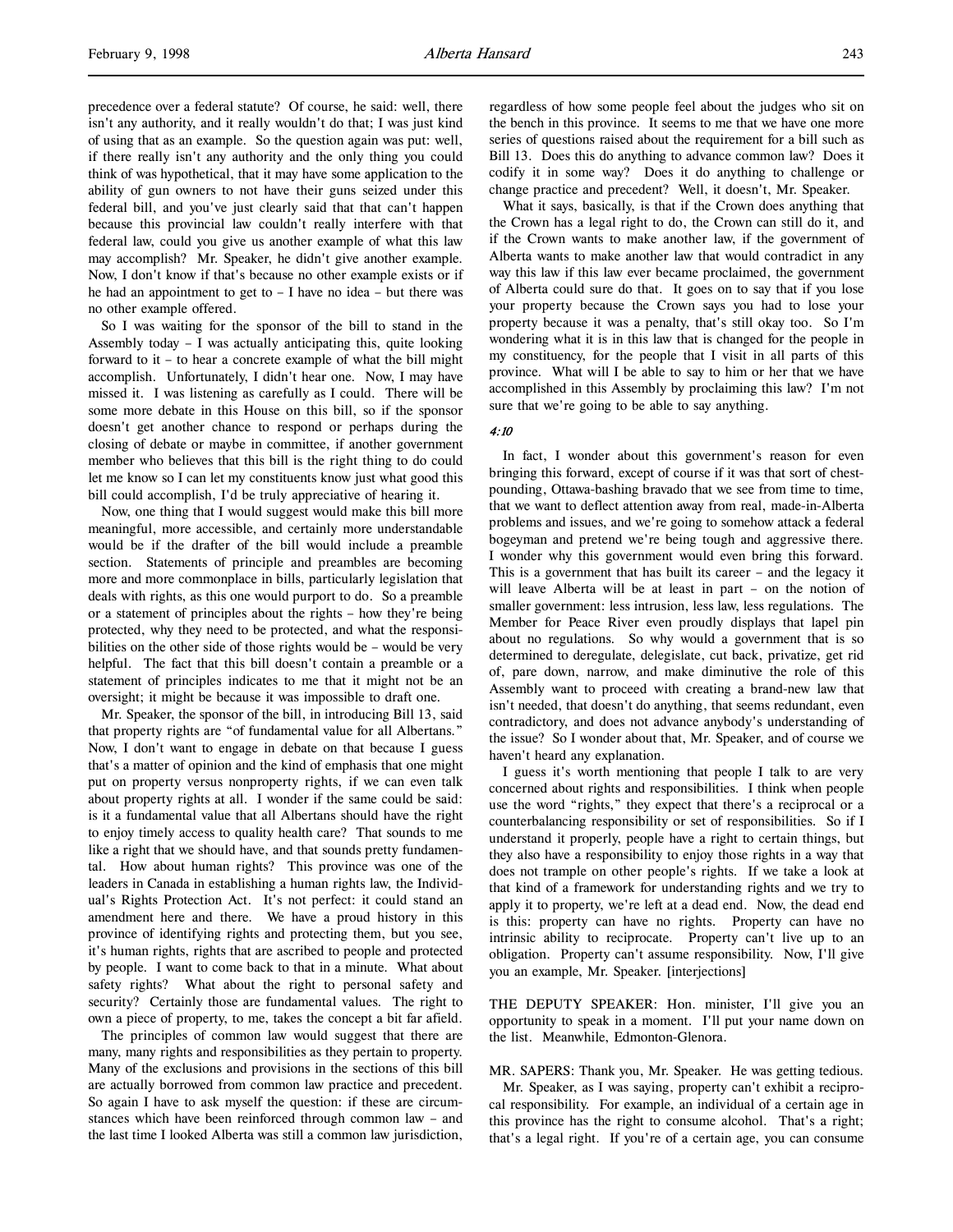precedence over a federal statute? Of course, he said: well, there isn't any authority, and it really wouldn't do that; I was just kind of using that as an example. So the question again was put: well, if there really isn't any authority and the only thing you could think of was hypothetical, that it may have some application to the ability of gun owners to not have their guns seized under this federal bill, and you've just clearly said that that can't happen because this provincial law couldn't really interfere with that federal law, could you give us another example of what this law may accomplish? Mr. Speaker, he didn't give another example. Now, I don't know if that's because no other example exists or if he had an appointment to get to – I have no idea – but there was no other example offered.

So I was waiting for the sponsor of the bill to stand in the Assembly today – I was actually anticipating this, quite looking forward to it – to hear a concrete example of what the bill might accomplish. Unfortunately, I didn't hear one. Now, I may have missed it. I was listening as carefully as I could. There will be some more debate in this House on this bill, so if the sponsor doesn't get another chance to respond or perhaps during the closing of debate or maybe in committee, if another government member who believes that this bill is the right thing to do could let me know so I can let my constituents know just what good this bill could accomplish, I'd be truly appreciative of hearing it.

Now, one thing that I would suggest would make this bill more meaningful, more accessible, and certainly more understandable would be if the drafter of the bill would include a preamble section. Statements of principle and preambles are becoming more and more commonplace in bills, particularly legislation that deals with rights, as this one would purport to do. So a preamble or a statement of principles about the rights – how they're being protected, why they need to be protected, and what the responsibilities on the other side of those rights would be – would be very helpful. The fact that this bill doesn't contain a preamble or a statement of principles indicates to me that it might not be an oversight; it might be because it was impossible to draft one.

Mr. Speaker, the sponsor of the bill, in introducing Bill 13, said that property rights are "of fundamental value for all Albertans." Now, I don't want to engage in debate on that because I guess that's a matter of opinion and the kind of emphasis that one might put on property versus nonproperty rights, if we can even talk about property rights at all. I wonder if the same could be said: is it a fundamental value that all Albertans should have the right to enjoy timely access to quality health care? That sounds to me like a right that we should have, and that sounds pretty fundamental. How about human rights? This province was one of the leaders in Canada in establishing a human rights law, the Individual's Rights Protection Act. It's not perfect: it could stand an amendment here and there. We have a proud history in this province of identifying rights and protecting them, but you see, it's human rights, rights that are ascribed to people and protected by people. I want to come back to that in a minute. What about safety rights? What about the right to personal safety and security? Certainly those are fundamental values. The right to own a piece of property, to me, takes the concept a bit far afield.

The principles of common law would suggest that there are many, many rights and responsibilities as they pertain to property. Many of the exclusions and provisions in the sections of this bill are actually borrowed from common law practice and precedent. So again I have to ask myself the question: if these are circumstances which have been reinforced through common law – and the last time I looked Alberta was still a common law jurisdiction, regardless of how some people feel about the judges who sit on the bench in this province. It seems to me that we have one more series of questions raised about the requirement for a bill such as Bill 13. Does this do anything to advance common law? Does it codify it in some way? Does it do anything to challenge or change practice and precedent? Well, it doesn't, Mr. Speaker.

What it says, basically, is that if the Crown does anything that the Crown has a legal right to do, the Crown can still do it, and if the Crown wants to make another law, if the government of Alberta wants to make another law that would contradict in any way this law if this law ever became proclaimed, the government of Alberta could sure do that. It goes on to say that if you lose your property because the Crown says you had to lose your property because it was a penalty, that's still okay too. So I'm wondering what it is in this law that is changed for the people in my constituency, for the people that I visit in all parts of this province. What will I be able to say to him or her that we have accomplished in this Assembly by proclaiming this law? I'm not sure that we're going to be able to say anything.

*4:10*

In fact, I wonder about this government's reason for even bringing this forward, except of course if it was that sort of chest-pounding, Ottawa-bashing bravado that we see from time to time, that we want to deflect attention away from real, made-in-Alberta problems and issues, and we're going to somehow attack a federal bogeyman and pretend we're being tough and aggressive there. I wonder why this government would even bring this forward. This is a government that has built its career – and the legacy it will leave Alberta will be at least in part – on the notion of smaller government: less intrusion, less law, less regulations. The Member for Peace River even proudly displays that lapel pin about no regulations. So why would a government that is so determined to deregulate, delegislate, cut back, privatize, get rid of, pare down, narrow, and make diminutive the role of this Assembly want to proceed with creating a brand-new law that isn't needed, that doesn't do anything, that seems redundant, even contradictory, and does not advance anybody's understanding of the issue? So I wonder about that, Mr. Speaker, and of course we haven't heard any explanation.

I guess it's worth mentioning that people I talk to are very concerned about rights and responsibilities. I think when people use the word "rights," they expect that there's a reciprocal or a counterbalancing responsibility or set of responsibilities. So if I understand it properly, people have a right to certain things, but they also have a responsibility to enjoy those rights in a way that does not trample on other people's rights. If we take a look at that kind of a framework for understanding rights and we try to apply it to property, we're left at a dead end. Now, the dead end is this: property can have no rights. Property can have no intrinsic ability to reciprocate. Property can't live up to an obligation. Property can't assume responsibility. Now, I'll give you an example, Mr. Speaker. [interjections]

THE DEPUTY SPEAKER: Hon. minister, I'll give you an opportunity to speak in a moment. I'll put your name down on the list. Meanwhile, Edmonton-Glenora.

MR. SAPERS: Thank you, Mr. Speaker. He was getting tedious.

Mr. Speaker, as I was saying, property can't exhibit a reciprocal responsibility. For example, an individual of a certain age in this province has the right to consume alcohol. That's a right; that's a legal right. If you're of a certain age, you can consume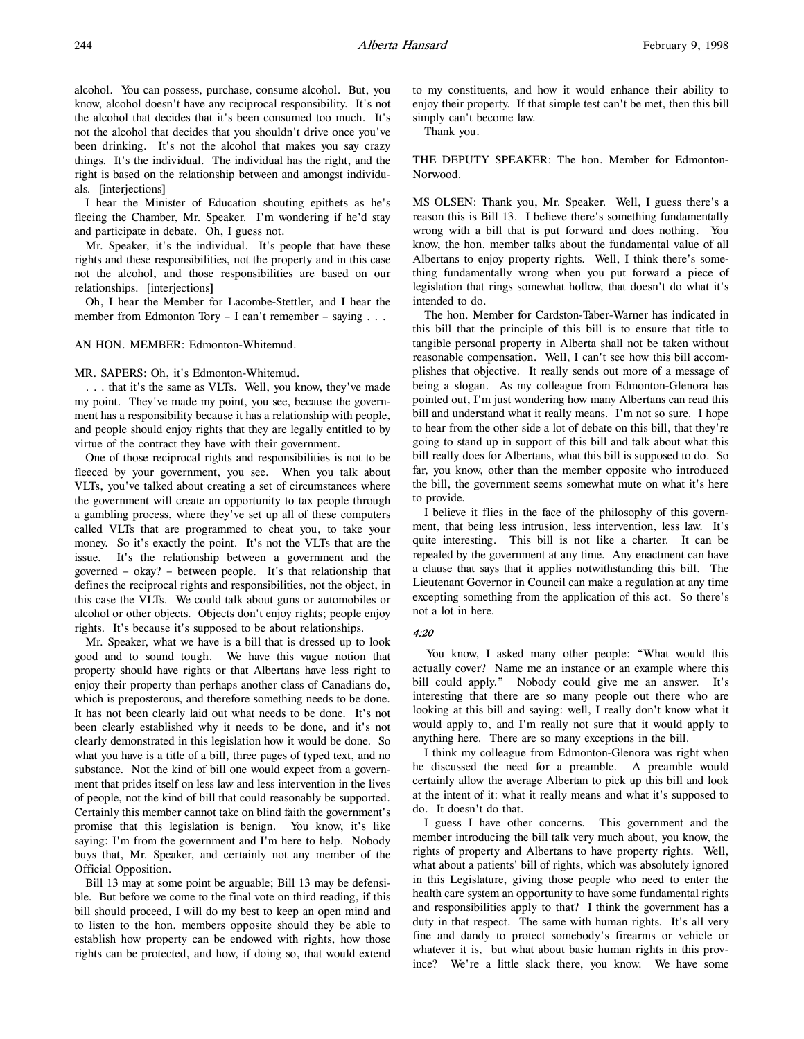alcohol. You can possess, purchase, consume alcohol. But, you know, alcohol doesn't have any reciprocal responsibility. It's not the alcohol that decides that it's been consumed too much. It's not the alcohol that decides that you shouldn't drive once you've been drinking. It's not the alcohol that makes you say crazy things. It's the individual. The individual has the right, and the right is based on the relationship between and amongst individuals. [interjections]

I hear the Minister of Education shouting epithets as he's fleeing the Chamber, Mr. Speaker. I'm wondering if he'd stay and participate in debate. Oh, I guess not.

Mr. Speaker, it's the individual. It's people that have these rights and these responsibilities, not the property and in this case not the alcohol, and those responsibilities are based on our relationships. [interjections]

Oh, I hear the Member for Lacombe-Stettler, and I hear the member from Edmonton Tory – I can't remember – saying . . .

AN HON. MEMBER: Edmonton-Whitemud.

MR. SAPERS: Oh, it's Edmonton-Whitemud.

. . . that it's the same as VLTs. Well, you know, they've made my point. They've made my point, you see, because the government has a responsibility because it has a relationship with people, and people should enjoy rights that they are legally entitled to by virtue of the contract they have with their government.

One of those reciprocal rights and responsibilities is not to be fleeced by your government, you see. When you talk about VLTs, you've talked about creating a set of circumstances where the government will create an opportunity to tax people through a gambling process, where they've set up all of these computers called VLTs that are programmed to cheat you, to take your money. So it's exactly the point. It's not the VLTs that are the issue. It's the relationship between a government and the governed – okay? – between people. It's that relationship that defines the reciprocal rights and responsibilities, not the object, in this case the VLTs. We could talk about guns or automobiles or alcohol or other objects. Objects don't enjoy rights; people enjoy rights. It's because it's supposed to be about relationships.

Mr. Speaker, what we have is a bill that is dressed up to look good and to sound tough. We have this vague notion that property should have rights or that Albertans have less right to enjoy their property than perhaps another class of Canadians do, which is preposterous, and therefore something needs to be done. It has not been clearly laid out what needs to be done. It's not been clearly established why it needs to be done, and it's not clearly demonstrated in this legislation how it would be done. So what you have is a title of a bill, three pages of typed text, and no substance. Not the kind of bill one would expect from a government that prides itself on less law and less intervention in the lives of people, not the kind of bill that could reasonably be supported. Certainly this member cannot take on blind faith the government's promise that this legislation is benign. You know, it's like saying: I'm from the government and I'm here to help. Nobody buys that, Mr. Speaker, and certainly not any member of the Official Opposition.

Bill 13 may at some point be arguable; Bill 13 may be defensible. But before we come to the final vote on third reading, if this bill should proceed, I will do my best to keep an open mind and to listen to the hon. members opposite should they be able to establish how property can be endowed with rights, how those rights can be protected, and how, if doing so, that would extend to my constituents, and how it would enhance their ability to enjoy their property. If that simple test can't be met, then this bill simply can't become law.

Thank you.

THE DEPUTY SPEAKER: The hon. Member for Edmonton-Norwood.

MS OLSEN: Thank you, Mr. Speaker. Well, I guess there's a reason this is Bill 13. I believe there's something fundamentally wrong with a bill that is put forward and does nothing. You know, the hon. member talks about the fundamental value of all Albertans to enjoy property rights. Well, I think there's something fundamentally wrong when you put forward a piece of legislation that rings somewhat hollow, that doesn't do what it's intended to do.

The hon. Member for Cardston-Taber-Warner has indicated in this bill that the principle of this bill is to ensure that title to tangible personal property in Alberta shall not be taken without reasonable compensation. Well, I can't see how this bill accomplishes that objective. It really sends out more of a message of being a slogan. As my colleague from Edmonton-Glenora has pointed out, I'm just wondering how many Albertans can read this bill and understand what it really means. I'm not so sure. I hope to hear from the other side a lot of debate on this bill, that they're going to stand up in support of this bill and talk about what this bill really does for Albertans, what this bill is supposed to do. So far, you know, other than the member opposite who introduced the bill, the government seems somewhat mute on what it's here to provide.

I believe it flies in the face of the philosophy of this government, that being less intrusion, less intervention, less law. It's quite interesting. This bill is not like a charter. It can be repealed by the government at any time. Any enactment can have a clause that says that it applies notwithstanding this bill. The Lieutenant Governor in Council can make a regulation at any time excepting something from the application of this act. So there's not a lot in here.

*4:20*

You know, I asked many other people: "What would this actually cover? Name me an instance or an example where this bill could apply." Nobody could give me an answer. It's interesting that there are so many people out there who are looking at this bill and saying: well, I really don't know what it would apply to, and I'm really not sure that it would apply to anything here. There are so many exceptions in the bill.

I think my colleague from Edmonton-Glenora was right when he discussed the need for a preamble. A preamble would certainly allow the average Albertan to pick up this bill and look at the intent of it: what it really means and what it's supposed to do. It doesn't do that.

I guess I have other concerns. This government and the member introducing the bill talk very much about, you know, the rights of property and Albertans to have property rights. Well, what about a patients' bill of rights, which was absolutely ignored in this Legislature, giving those people who need to enter the health care system an opportunity to have some fundamental rights and responsibilities apply to that? I think the government has a duty in that respect. The same with human rights. It's all very fine and dandy to protect somebody's firearms or vehicle or whatever it is, but what about basic human rights in this province? We're a little slack there, you know. We have some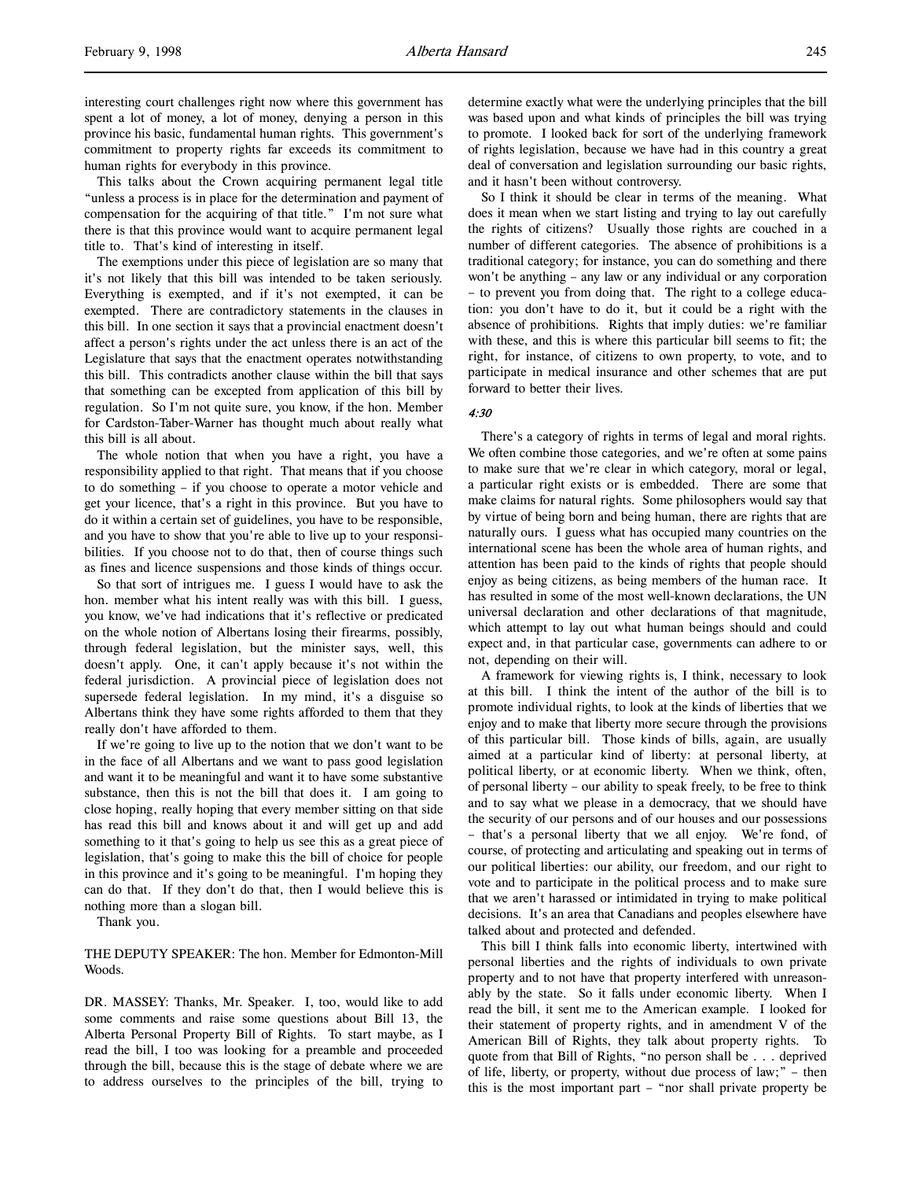interesting court challenges right now where this government has spent a lot of money, a lot of money, denying a person in this province his basic, fundamental human rights. This government's commitment to property rights far exceeds its commitment to human rights for everybody in this province.

This talks about the Crown acquiring permanent legal title "unless a process is in place for the determination and payment of compensation for the acquiring of that title." I'm not sure what there is that this province would want to acquire permanent legal title to. That's kind of interesting in itself.

The exemptions under this piece of legislation are so many that it's not likely that this bill was intended to be taken seriously. Everything is exempted, and if it's not exempted, it can be exempted. There are contradictory statements in the clauses in this bill. In one section it says that a provincial enactment doesn't affect a person's rights under the act unless there is an act of the Legislature that says that the enactment operates notwithstanding this bill. This contradicts another clause within the bill that says that something can be excepted from application of this bill by regulation. So I'm not quite sure, you know, if the hon. Member for Cardston-Taber-Warner has thought much about really what this bill is all about.

The whole notion that when you have a right, you have a responsibility applied to that right. That means that if you choose to do something – if you choose to operate a motor vehicle and get your licence, that's a right in this province. But you have to do it within a certain set of guidelines, you have to be responsible, and you have to show that you're able to live up to your responsibilities. If you choose not to do that, then of course things such as fines and licence suspensions and those kinds of things occur.

So that sort of intrigues me. I guess I would have to ask the hon. member what his intent really was with this bill. I guess, you know, we've had indications that it's reflective or predicated on the whole notion of Albertans losing their firearms, possibly, through federal legislation, but the minister says, well, this doesn't apply. One, it can't apply because it's not within the federal jurisdiction. A provincial piece of legislation does not supersede federal legislation. In my mind, it's a disguise so Albertans think they have some rights afforded to them that they really don't have afforded to them.

If we're going to live up to the notion that we don't want to be in the face of all Albertans and we want to pass good legislation and want it to be meaningful and want it to have some substantive substance, then this is not the bill that does it. I am going to close hoping, really hoping that every member sitting on that side has read this bill and knows about it and will get up and add something to it that's going to help us see this as a great piece of legislation, that's going to make this the bill of choice for people in this province and it's going to be meaningful. I'm hoping they can do that. If they don't do that, then I would believe this is nothing more than a slogan bill.

Thank you.

THE DEPUTY SPEAKER: The hon. Member for Edmonton-Mill Woods.

DR. MASSEY: Thanks, Mr. Speaker. I, too, would like to add some comments and raise some questions about Bill 13, the Alberta Personal Property Bill of Rights. To start maybe, as I read the bill, I too was looking for a preamble and proceeded through the bill, because this is the stage of debate where we are to address ourselves to the principles of the bill, trying to determine exactly what were the underlying principles that the bill was based upon and what kinds of principles the bill was trying to promote. I looked back for sort of the underlying framework of rights legislation, because we have had in this country a great deal of conversation and legislation surrounding our basic rights, and it hasn't been without controversy.

So I think it should be clear in terms of the meaning. What does it mean when we start listing and trying to lay out carefully the rights of citizens? Usually those rights are couched in a number of different categories. The absence of prohibitions is a traditional category; for instance, you can do something and there won't be anything – any law or any individual or any corporation – to prevent you from doing that. The right to a college education: you don't have to do it, but it could be a right with the absence of prohibitions. Rights that imply duties: we're familiar with these, and this is where this particular bill seems to fit; the right, for instance, of citizens to own property, to vote, and to participate in medical insurance and other schemes that are put forward to better their lives.

*4:30*

There's a category of rights in terms of legal and moral rights. We often combine those categories, and we're often at some pains to make sure that we're clear in which category, moral or legal, a particular right exists or is embedded. There are some that make claims for natural rights. Some philosophers would say that by virtue of being born and being human, there are rights that are naturally ours. I guess what has occupied many countries on the international scene has been the whole area of human rights, and attention has been paid to the kinds of rights that people should enjoy as being citizens, as being members of the human race. It has resulted in some of the most well-known declarations, the UN universal declaration and other declarations of that magnitude, which attempt to lay out what human beings should and could expect and, in that particular case, governments can adhere to or not, depending on their will.

A framework for viewing rights is, I think, necessary to look at this bill. I think the intent of the author of the bill is to promote individual rights, to look at the kinds of liberties that we enjoy and to make that liberty more secure through the provisions of this particular bill. Those kinds of bills, again, are usually aimed at a particular kind of liberty: at personal liberty, at political liberty, or at economic liberty. When we think, often, of personal liberty – our ability to speak freely, to be free to think and to say what we please in a democracy, that we should have the security of our persons and of our houses and our possessions – that's a personal liberty that we all enjoy. We're fond, of course, of protecting and articulating and speaking out in terms of our political liberties: our ability, our freedom, and our right to vote and to participate in the political process and to make sure that we aren't harassed or intimidated in trying to make political decisions. It's an area that Canadians and peoples elsewhere have talked about and protected and defended.

This bill I think falls into economic liberty, intertwined with personal liberties and the rights of individuals to own private property and to not have that property interfered with unreasonably by the state. So it falls under economic liberty. When I read the bill, it sent me to the American example. I looked for their statement of property rights, and in amendment V of the American Bill of Rights, they talk about property rights. To quote from that Bill of Rights, "no person shall be . . . deprived of life, liberty, or property, without due process of law;" – then this is the most important part – "nor shall private property be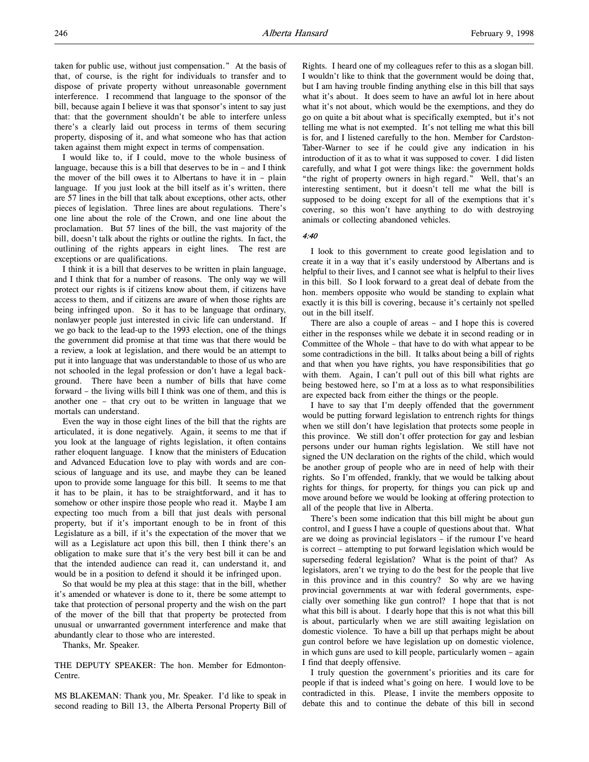taken for public use, without just compensation." At the basis of that, of course, is the right for individuals to transfer and to dispose of private property without unreasonable government interference. I recommend that language to the sponsor of the bill, because again I believe it was that sponsor's intent to say just that: that the government shouldn't be able to interfere unless there's a clearly laid out process in terms of them securing property, disposing of it, and what someone who has that action taken against them might expect in terms of compensation.

I would like to, if I could, move to the whole business of language, because this is a bill that deserves to be in – and I think the mover of the bill owes it to Albertans to have it in – plain language. If you just look at the bill itself as it's written, there are 57 lines in the bill that talk about exceptions, other acts, other pieces of legislation. Three lines are about regulations. There's one line about the role of the Crown, and one line about the proclamation. But 57 lines of the bill, the vast majority of the bill, doesn't talk about the rights or outline the rights. In fact, the outlining of the rights appears in eight lines. The rest are exceptions or are qualifications.

I think it is a bill that deserves to be written in plain language, and I think that for a number of reasons. The only way we will protect our rights is if citizens know about them, if citizens have access to them, and if citizens are aware of when those rights are being infringed upon. So it has to be language that ordinary, nonlawyer people just interested in civic life can understand. If we go back to the lead-up to the 1993 election, one of the things the government did promise at that time was that there would be a review, a look at legislation, and there would be an attempt to put it into language that was understandable to those of us who are not schooled in the legal profession or don't have a legal background. There have been a number of bills that have come forward – the living wills bill I think was one of them, and this is another one – that cry out to be written in language that we mortals can understand.

Even the way in those eight lines of the bill that the rights are articulated, it is done negatively. Again, it seems to me that if you look at the language of rights legislation, it often contains rather eloquent language. I know that the ministers of Education and Advanced Education love to play with words and are conscious of language and its use, and maybe they can be leaned upon to provide some language for this bill. It seems to me that it has to be plain, it has to be straightforward, and it has to somehow or other inspire those people who read it. Maybe I am expecting too much from a bill that just deals with personal property, but if it's important enough to be in front of this Legislature as a bill, if it's the expectation of the mover that we will as a Legislature act upon this bill, then I think there's an obligation to make sure that it's the very best bill it can be and that the intended audience can read it, can understand it, and would be in a position to defend it should it be infringed upon.

So that would be my plea at this stage: that in the bill, whether it's amended or whatever is done to it, there be some attempt to take that protection of personal property and the wish on the part of the mover of the bill that that property be protected from unusual or unwarranted government interference and make that abundantly clear to those who are interested.

Thanks, Mr. Speaker.

THE DEPUTY SPEAKER: The hon. Member for Edmonton-Centre.

MS BLAKEMAN: Thank you, Mr. Speaker. I'd like to speak in second reading to Bill 13, the Alberta Personal Property Bill of Rights. I heard one of my colleagues refer to this as a slogan bill. I wouldn't like to think that the government would be doing that, but I am having trouble finding anything else in this bill that says what it's about. It does seem to have an awful lot in here about what it's not about, which would be the exemptions, and they do go on quite a bit about what is specifically exempted, but it's not telling me what is not exempted. It's not telling me what this bill is for, and I listened carefully to the hon. Member for Cardston-Taber-Warner to see if he could give any indication in his introduction of it as to what it was supposed to cover. I did listen carefully, and what I got were things like: the government holds "the right of property owners in high regard." Well, that's an interesting sentiment, but it doesn't tell me what the bill is supposed to be doing except for all of the exemptions that it's covering, so this won't have anything to do with destroying animals or collecting abandoned vehicles.

*4:40*

I look to this government to create good legislation and to create it in a way that it's easily understood by Albertans and is helpful to their lives, and I cannot see what is helpful to their lives in this bill. So I look forward to a great deal of debate from the hon. members opposite who would be standing to explain what exactly it is this bill is covering, because it's certainly not spelled out in the bill itself.

There are also a couple of areas – and I hope this is covered either in the responses while we debate it in second reading or in Committee of the Whole – that have to do with what appear to be some contradictions in the bill. It talks about being a bill of rights and that when you have rights, you have responsibilities that go with them. Again, I can't pull out of this bill what rights are being bestowed here, so I'm at a loss as to what responsibilities are expected back from either the things or the people.

I have to say that I'm deeply offended that the government would be putting forward legislation to entrench rights for things when we still don't have legislation that protects some people in this province. We still don't offer protection for gay and lesbian persons under our human rights legislation. We still have not signed the UN declaration on the rights of the child, which would be another group of people who are in need of help with their rights. So I'm offended, frankly, that we would be talking about rights for things, for property, for things you can pick up and move around before we would be looking at offering protection to all of the people that live in Alberta.

There's been some indication that this bill might be about gun control, and I guess I have a couple of questions about that. What are we doing as provincial legislators – if the rumour I've heard is correct – attempting to put forward legislation which would be superseding federal legislation? What is the point of that? As legislators, aren't we trying to do the best for the people that live in this province and in this country? So why are we having provincial governments at war with federal governments, especially over something like gun control? I hope that that is not what this bill is about. I dearly hope that this is not what this bill is about, particularly when we are still awaiting legislation on domestic violence. To have a bill up that perhaps might be about gun control before we have legislation up on domestic violence, in which guns are used to kill people, particularly women – again I find that deeply offensive.

I truly question the government's priorities and its care for people if that is indeed what's going on here. I would love to be contradicted in this. Please, I invite the members opposite to debate this and to continue the debate of this bill in second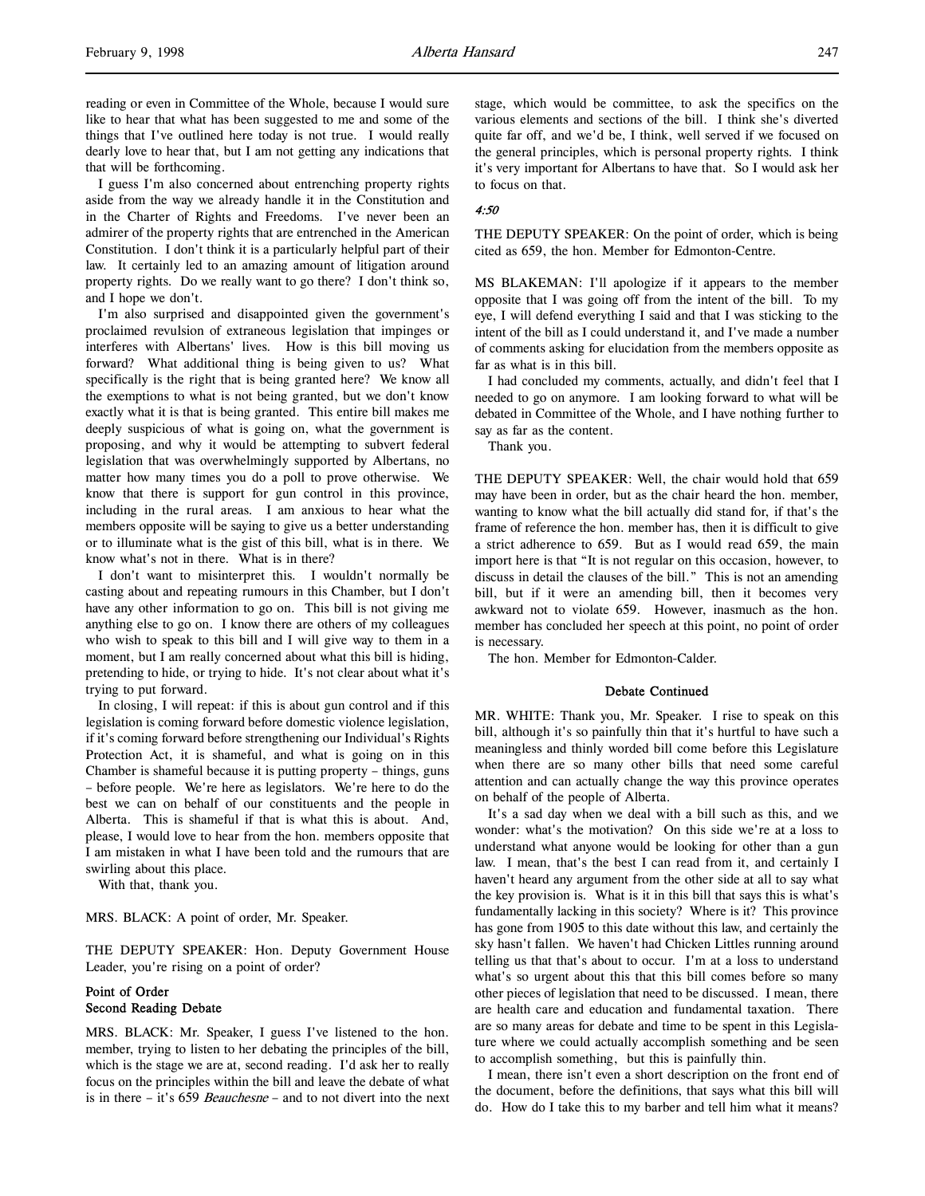reading or even in Committee of the Whole, because I would sure like to hear that what has been suggested to me and some of the things that I've outlined here today is not true. I would really dearly love to hear that, but I am not getting any indications that that will be forthcoming.

I guess I'm also concerned about entrenching property rights aside from the way we already handle it in the Constitution and in the Charter of Rights and Freedoms. I've never been an admirer of the property rights that are entrenched in the American Constitution. I don't think it is a particularly helpful part of their law. It certainly led to an amazing amount of litigation around property rights. Do we really want to go there? I don't think so, and I hope we don't.

I'm also surprised and disappointed given the government's proclaimed revulsion of extraneous legislation that impinges or interferes with Albertans' lives. How is this bill moving us forward? What additional thing is being given to us? What specifically is the right that is being granted here? We know all the exemptions to what is not being granted, but we don't know exactly what it is that is being granted. This entire bill makes me deeply suspicious of what is going on, what the government is proposing, and why it would be attempting to subvert federal legislation that was overwhelmingly supported by Albertans, no matter how many times you do a poll to prove otherwise. We know that there is support for gun control in this province, including in the rural areas. I am anxious to hear what the members opposite will be saying to give us a better understanding or to illuminate what is the gist of this bill, what is in there. We know what's not in there. What is in there?

I don't want to misinterpret this. I wouldn't normally be casting about and repeating rumours in this Chamber, but I don't have any other information to go on. This bill is not giving me anything else to go on. I know there are others of my colleagues who wish to speak to this bill and I will give way to them in a moment, but I am really concerned about what this bill is hiding, pretending to hide, or trying to hide. It's not clear about what it's trying to put forward.

In closing, I will repeat: if this is about gun control and if this legislation is coming forward before domestic violence legislation, if it's coming forward before strengthening our Individual's Rights Protection Act, it is shameful, and what is going on in this Chamber is shameful because it is putting property – things, guns – before people. We're here as legislators. We're here to do the best we can on behalf of our constituents and the people in Alberta. This is shameful if that is what this is about. And, please, I would love to hear from the hon. members opposite that I am mistaken in what I have been told and the rumours that are swirling about this place.

With that, thank you.

MRS. BLACK: A point of order, Mr. Speaker.

THE DEPUTY SPEAKER: Hon. Deputy Government House Leader, you're rising on a point of order?

**Point of Order**
**Second Reading Debate**

MRS. BLACK: Mr. Speaker, I guess I've listened to the hon. member, trying to listen to her debating the principles of the bill, which is the stage we are at, second reading. I'd ask her to really focus on the principles within the bill and leave the debate of what is in there – it's 659 *Beauchesne* – and to not divert into the next stage, which would be committee, to ask the specifics on the various elements and sections of the bill. I think she's diverted quite far off, and we'd be, I think, well served if we focused on the general principles, which is personal property rights. I think it's very important for Albertans to have that. So I would ask her to focus on that.

*4:50*

THE DEPUTY SPEAKER: On the point of order, which is being cited as 659, the hon. Member for Edmonton-Centre.

MS BLAKEMAN: I'll apologize if it appears to the member opposite that I was going off from the intent of the bill. To my eye, I will defend everything I said and that I was sticking to the intent of the bill as I could understand it, and I've made a number of comments asking for elucidation from the members opposite as far as what is in this bill.

I had concluded my comments, actually, and didn't feel that I needed to go on anymore. I am looking forward to what will be debated in Committee of the Whole, and I have nothing further to say as far as the content.

Thank you.

THE DEPUTY SPEAKER: Well, the chair would hold that 659 may have been in order, but as the chair heard the hon. member, wanting to know what the bill actually did stand for, if that's the frame of reference the hon. member has, then it is difficult to give a strict adherence to 659. But as I would read 659, the main import here is that "It is not regular on this occasion, however, to discuss in detail the clauses of the bill." This is not an amending bill, but if it were an amending bill, then it becomes very awkward not to violate 659. However, inasmuch as the hon. member has concluded her speech at this point, no point of order is necessary.

The hon. Member for Edmonton-Calder.

**Debate Continued**

MR. WHITE: Thank you, Mr. Speaker. I rise to speak on this bill, although it's so painfully thin that it's hurtful to have such a meaningless and thinly worded bill come before this Legislature when there are so many other bills that need some careful attention and can actually change the way this province operates on behalf of the people of Alberta.

It's a sad day when we deal with a bill such as this, and we wonder: what's the motivation? On this side we're at a loss to understand what anyone would be looking for other than a gun law. I mean, that's the best I can read from it, and certainly I haven't heard any argument from the other side at all to say what the key provision is. What is it in this bill that says this is what's fundamentally lacking in this society? Where is it? This province has gone from 1905 to this date without this law, and certainly the sky hasn't fallen. We haven't had Chicken Littles running around telling us that that's about to occur. I'm at a loss to understand what's so urgent about this that this bill comes before so many other pieces of legislation that need to be discussed. I mean, there are health care and education and fundamental taxation. There are so many areas for debate and time to be spent in this Legislature where we could actually accomplish something and be seen to accomplish something, but this is painfully thin.

I mean, there isn't even a short description on the front end of the document, before the definitions, that says what this bill will do. How do I take this to my barber and tell him what it means?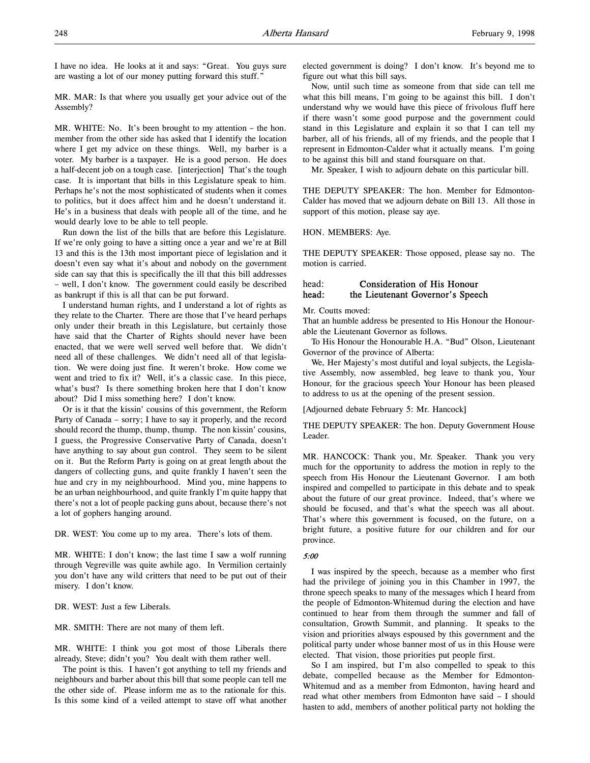I have no idea. He looks at it and says: "Great. You guys sure are wasting a lot of our money putting forward this stuff."

MR. MAR: Is that where you usually get your advice out of the Assembly?

MR. WHITE: No. It's been brought to my attention – the hon. member from the other side has asked that I identify the location where I get my advice on these things. Well, my barber is a voter. My barber is a taxpayer. He is a good person. He does a half-decent job on a tough case. [interjection] That's the tough case. It is important that bills in this Legislature speak to him. Perhaps he's not the most sophisticated of students when it comes to politics, but it does affect him and he doesn't understand it. He's in a business that deals with people all of the time, and he would dearly love to be able to tell people.

Run down the list of the bills that are before this Legislature. If we're only going to have a sitting once a year and we're at Bill 13 and this is the 13th most important piece of legislation and it doesn't even say what it's about and nobody on the government side can say that this is specifically the ill that this bill addresses – well, I don't know. The government could easily be described as bankrupt if this is all that can be put forward.

I understand human rights, and I understand a lot of rights as they relate to the Charter. There are those that I've heard perhaps only under their breath in this Legislature, but certainly those have said that the Charter of Rights should never have been enacted, that we were well served well before that. We didn't need all of these challenges. We didn't need all of that legislation. We were doing just fine. It weren't broke. How come we went and tried to fix it? Well, it's a classic case. In this piece, what's bust? Is there something broken here that I don't know about? Did I miss something here? I don't know.

Or is it that the kissin' cousins of this government, the Reform Party of Canada – sorry; I have to say it properly, and the record should record the thump, thump, thump. The non kissin' cousins, I guess, the Progressive Conservative Party of Canada, doesn't have anything to say about gun control. They seem to be silent on it. But the Reform Party is going on at great length about the dangers of collecting guns, and quite frankly I haven't seen the hue and cry in my neighbourhood. Mind you, mine happens to be an urban neighbourhood, and quite frankly I'm quite happy that there's not a lot of people packing guns about, because there's not a lot of gophers hanging around.

DR. WEST: You come up to my area. There's lots of them.

MR. WHITE: I don't know; the last time I saw a wolf running through Vegreville was quite awhile ago. In Vermilion certainly you don't have any wild critters that need to be put out of their misery. I don't know.

DR. WEST: Just a few Liberals.

MR. SMITH: There are not many of them left.

MR. WHITE: I think you got most of those Liberals there already, Steve; didn't you? You dealt with them rather well.

The point is this. I haven't got anything to tell my friends and neighbours and barber about this bill that some people can tell me the other side of. Please inform me as to the rationale for this. Is this some kind of a veiled attempt to stave off what another elected government is doing? I don't know. It's beyond me to figure out what this bill says.

Now, until such time as someone from that side can tell me what this bill means, I'm going to be against this bill. I don't understand why we would have this piece of frivolous fluff here if there wasn't some good purpose and the government could stand in this Legislature and explain it so that I can tell my barber, all of his friends, all of my friends, and the people that I represent in Edmonton-Calder what it actually means. I'm going to be against this bill and stand foursquare on that.

Mr. Speaker, I wish to adjourn debate on this particular bill.

THE DEPUTY SPEAKER: The hon. Member for Edmonton-Calder has moved that we adjourn debate on Bill 13. All those in support of this motion, please say aye.

HON. MEMBERS: Aye.

THE DEPUTY SPEAKER: Those opposed, please say no. The motion is carried.

## head: Consideration of His Honour
## head: the Lieutenant Governor's Speech

Mr. Coutts moved:

That an humble address be presented to His Honour the Honourable the Lieutenant Governor as follows.

To His Honour the Honourable H.A. "Bud" Olson, Lieutenant Governor of the province of Alberta:

We, Her Majesty's most dutiful and loyal subjects, the Legislative Assembly, now assembled, beg leave to thank you, Your Honour, for the gracious speech Your Honour has been pleased to address to us at the opening of the present session.

[Adjourned debate February 5: Mr. Hancock]

THE DEPUTY SPEAKER: The hon. Deputy Government House Leader.

MR. HANCOCK: Thank you, Mr. Speaker. Thank you very much for the opportunity to address the motion in reply to the speech from His Honour the Lieutenant Governor. I am both inspired and compelled to participate in this debate and to speak about the future of our great province. Indeed, that's where we should be focused, and that's what the speech was all about. That's where this government is focused, on the future, on a bright future, a positive future for our children and for our province.

*5:00*

I was inspired by the speech, because as a member who first had the privilege of joining you in this Chamber in 1997, the throne speech speaks to many of the messages which I heard from the people of Edmonton-Whitemud during the election and have continued to hear from them through the summer and fall of consultation, Growth Summit, and planning. It speaks to the vision and priorities always espoused by this government and the political party under whose banner most of us in this House were elected. That vision, those priorities put people first.

So I am inspired, but I'm also compelled to speak to this debate, compelled because as the Member for Edmonton-Whitemud and as a member from Edmonton, having heard and read what other members from Edmonton have said – I should hasten to add, members of another political party not holding the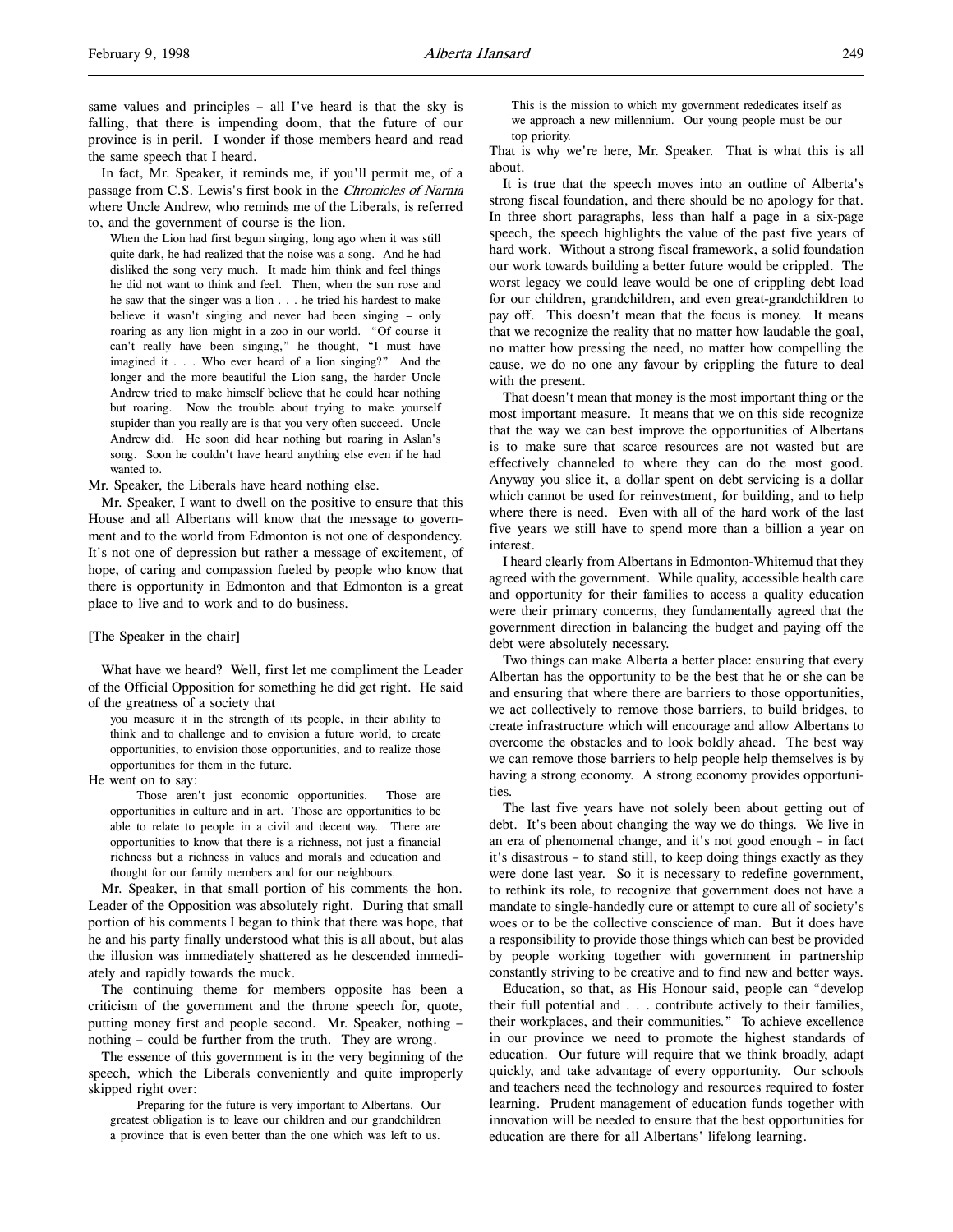same values and principles – all I've heard is that the sky is falling, that there is impending doom, that the future of our province is in peril. I wonder if those members heard and read the same speech that I heard.

In fact, Mr. Speaker, it reminds me, if you'll permit me, of a passage from C.S. Lewis's first book in the *Chronicles of Narnia* where Uncle Andrew, who reminds me of the Liberals, is referred to, and the government of course is the lion.

> When the Lion had first begun singing, long ago when it was still quite dark, he had realized that the noise was a song. And he had disliked the song very much. It made him think and feel things he did not want to think and feel. Then, when the sun rose and he saw that the singer was a lion . . . he tried his hardest to make believe it wasn't singing and never had been singing – only roaring as any lion might in a zoo in our world. "Of course it can't really have been singing," he thought, "I must have imagined it . . . Who ever heard of a lion singing?" And the longer and the more beautiful the Lion sang, the harder Uncle Andrew tried to make himself believe that he could hear nothing but roaring. Now the trouble about trying to make yourself stupider than you really are is that you very often succeed. Uncle Andrew did. He soon did hear nothing but roaring in Aslan's song. Soon he couldn't have heard anything else even if he had wanted to.

Mr. Speaker, the Liberals have heard nothing else.

Mr. Speaker, I want to dwell on the positive to ensure that this House and all Albertans will know that the message to government and to the world from Edmonton is not one of despondency. It's not one of depression but rather a message of excitement, of hope, of caring and compassion fueled by people who know that there is opportunity in Edmonton and that Edmonton is a great place to live and to work and to do business.

[The Speaker in the chair]

What have we heard? Well, first let me compliment the Leader of the Official Opposition for something he did get right. He said of the greatness of a society that

> you measure it in the strength of its people, in their ability to think and to challenge and to envision a future world, to create opportunities, to envision those opportunities, and to realize those opportunities for them in the future.

He went on to say:

> Those aren't just economic opportunities. Those are opportunities in culture and in art. Those are opportunities to be able to relate to people in a civil and decent way. There are opportunities to know that there is a richness, not just a financial richness but a richness in values and morals and education and thought for our family members and for our neighbours.

Mr. Speaker, in that small portion of his comments the hon. Leader of the Opposition was absolutely right. During that small portion of his comments I began to think that there was hope, that he and his party finally understood what this is all about, but alas the illusion was immediately shattered as he descended immediately and rapidly towards the muck.

The continuing theme for members opposite has been a criticism of the government and the throne speech for, quote, putting money first and people second. Mr. Speaker, nothing – nothing – could be further from the truth. They are wrong.

The essence of this government is in the very beginning of the speech, which the Liberals conveniently and quite improperly skipped right over:

> Preparing for the future is very important to Albertans. Our greatest obligation is to leave our children and our grandchildren a province that is even better than the one which was left to us.
>
> This is the mission to which my government rededicates itself as we approach a new millennium. Our young people must be our top priority.

That is why we're here, Mr. Speaker. That is what this is all about.

It is true that the speech moves into an outline of Alberta's strong fiscal foundation, and there should be no apology for that. In three short paragraphs, less than half a page in a six-page speech, the speech highlights the value of the past five years of hard work. Without a strong fiscal framework, a solid foundation our work towards building a better future would be crippled. The worst legacy we could leave would be one of crippling debt load for our children, grandchildren, and even great-grandchildren to pay off. This doesn't mean that the focus is money. It means that we recognize the reality that no matter how laudable the goal, no matter how pressing the need, no matter how compelling the cause, we do no one any favour by crippling the future to deal with the present.

That doesn't mean that money is the most important thing or the most important measure. It means that we on this side recognize that the way we can best improve the opportunities of Albertans is to make sure that scarce resources are not wasted but are effectively channeled to where they can do the most good. Anyway you slice it, a dollar spent on debt servicing is a dollar which cannot be used for reinvestment, for building, and to help where there is need. Even with all of the hard work of the last five years we still have to spend more than a billion a year on interest.

I heard clearly from Albertans in Edmonton-Whitemud that they agreed with the government. While quality, accessible health care and opportunity for their families to access a quality education were their primary concerns, they fundamentally agreed that the government direction in balancing the budget and paying off the debt were absolutely necessary.

Two things can make Alberta a better place: ensuring that every Albertan has the opportunity to be the best that he or she can be and ensuring that where there are barriers to those opportunities, we act collectively to remove those barriers, to build bridges, to create infrastructure which will encourage and allow Albertans to overcome the obstacles and to look boldly ahead. The best way we can remove those barriers to help people help themselves is by having a strong economy. A strong economy provides opportunities.

The last five years have not solely been about getting out of debt. It's been about changing the way we do things. We live in an era of phenomenal change, and it's not good enough – in fact it's disastrous – to stand still, to keep doing things exactly as they were done last year. So it is necessary to redefine government, to rethink its role, to recognize that government does not have a mandate to single-handedly cure or attempt to cure all of society's woes or to be the collective conscience of man. But it does have a responsibility to provide those things which can best be provided by people working together with government in partnership constantly striving to be creative and to find new and better ways.

Education, so that, as His Honour said, people can "develop their full potential and . . . contribute actively to their families, their workplaces, and their communities." To achieve excellence in our province we need to promote the highest standards of education. Our future will require that we think broadly, adapt quickly, and take advantage of every opportunity. Our schools and teachers need the technology and resources required to foster learning. Prudent management of education funds together with innovation will be needed to ensure that the best opportunities for education are there for all Albertans' lifelong learning.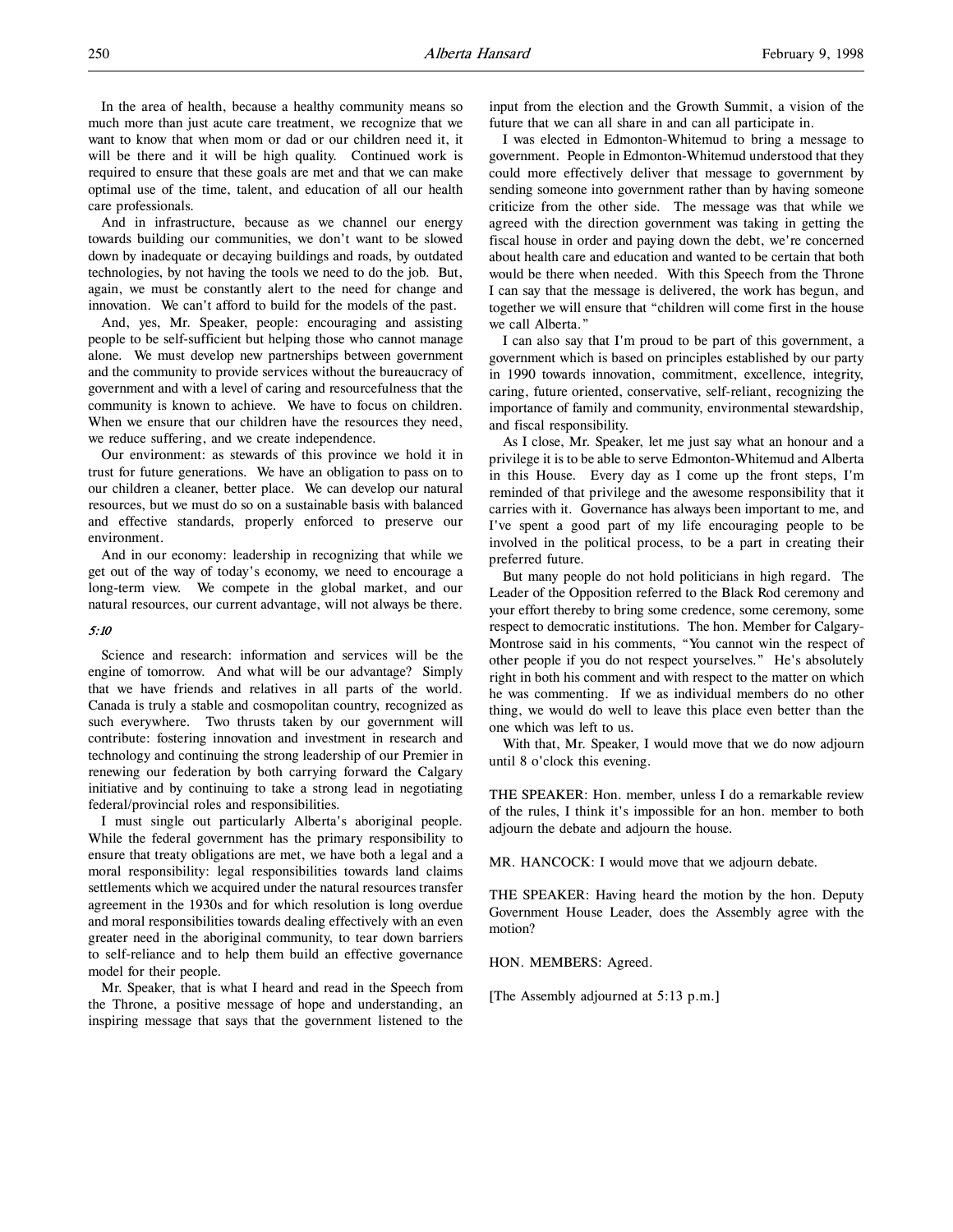In the area of health, because a healthy community means so much more than just acute care treatment, we recognize that we want to know that when mom or dad or our children need it, it will be there and it will be high quality. Continued work is required to ensure that these goals are met and that we can make optimal use of the time, talent, and education of all our health care professionals.

And in infrastructure, because as we channel our energy towards building our communities, we don't want to be slowed down by inadequate or decaying buildings and roads, by outdated technologies, by not having the tools we need to do the job. But, again, we must be constantly alert to the need for change and innovation. We can't afford to build for the models of the past.

And, yes, Mr. Speaker, people: encouraging and assisting people to be self-sufficient but helping those who cannot manage alone. We must develop new partnerships between government and the community to provide services without the bureaucracy of government and with a level of caring and resourcefulness that the community is known to achieve. We have to focus on children. When we ensure that our children have the resources they need, we reduce suffering, and we create independence.

Our environment: as stewards of this province we hold it in trust for future generations. We have an obligation to pass on to our children a cleaner, better place. We can develop our natural resources, but we must do so on a sustainable basis with balanced and effective standards, properly enforced to preserve our environment.

And in our economy: leadership in recognizing that while we get out of the way of today's economy, we need to encourage a long-term view. We compete in the global market, and our natural resources, our current advantage, will not always be there.

*5:10*

Science and research: information and services will be the engine of tomorrow. And what will be our advantage? Simply that we have friends and relatives in all parts of the world. Canada is truly a stable and cosmopolitan country, recognized as such everywhere. Two thrusts taken by our government will contribute: fostering innovation and investment in research and technology and continuing the strong leadership of our Premier in renewing our federation by both carrying forward the Calgary initiative and by continuing to take a strong lead in negotiating federal/provincial roles and responsibilities.

I must single out particularly Alberta's aboriginal people. While the federal government has the primary responsibility to ensure that treaty obligations are met, we have both a legal and a moral responsibility: legal responsibilities towards land claims settlements which we acquired under the natural resources transfer agreement in the 1930s and for which resolution is long overdue and moral responsibilities towards dealing effectively with an even greater need in the aboriginal community, to tear down barriers to self-reliance and to help them build an effective governance model for their people.

Mr. Speaker, that is what I heard and read in the Speech from the Throne, a positive message of hope and understanding, an inspiring message that says that the government listened to the input from the election and the Growth Summit, a vision of the future that we can all share in and can all participate in.

I was elected in Edmonton-Whitemud to bring a message to government. People in Edmonton-Whitemud understood that they could more effectively deliver that message to government by sending someone into government rather than by having someone criticize from the other side. The message was that while we agreed with the direction government was taking in getting the fiscal house in order and paying down the debt, we're concerned about health care and education and wanted to be certain that both would be there when needed. With this Speech from the Throne I can say that the message is delivered, the work has begun, and together we will ensure that "children will come first in the house we call Alberta."

I can also say that I'm proud to be part of this government, a government which is based on principles established by our party in 1990 towards innovation, commitment, excellence, integrity, caring, future oriented, conservative, self-reliant, recognizing the importance of family and community, environmental stewardship, and fiscal responsibility.

As I close, Mr. Speaker, let me just say what an honour and a privilege it is to be able to serve Edmonton-Whitemud and Alberta in this House. Every day as I come up the front steps, I'm reminded of that privilege and the awesome responsibility that it carries with it. Governance has always been important to me, and I've spent a good part of my life encouraging people to be involved in the political process, to be a part in creating their preferred future.

But many people do not hold politicians in high regard. The Leader of the Opposition referred to the Black Rod ceremony and your effort thereby to bring some credence, some ceremony, some respect to democratic institutions. The hon. Member for Calgary-Montrose said in his comments, "You cannot win the respect of other people if you do not respect yourselves." He's absolutely right in both his comment and with respect to the matter on which he was commenting. If we as individual members do no other thing, we would do well to leave this place even better than the one which was left to us.

With that, Mr. Speaker, I would move that we do now adjourn until 8 o'clock this evening.

THE SPEAKER: Hon. member, unless I do a remarkable review of the rules, I think it's impossible for an hon. member to both adjourn the debate and adjourn the house.

MR. HANCOCK: I would move that we adjourn debate.

THE SPEAKER: Having heard the motion by the hon. Deputy Government House Leader, does the Assembly agree with the motion?

HON. MEMBERS: Agreed.

[The Assembly adjourned at 5:13 p.m.]